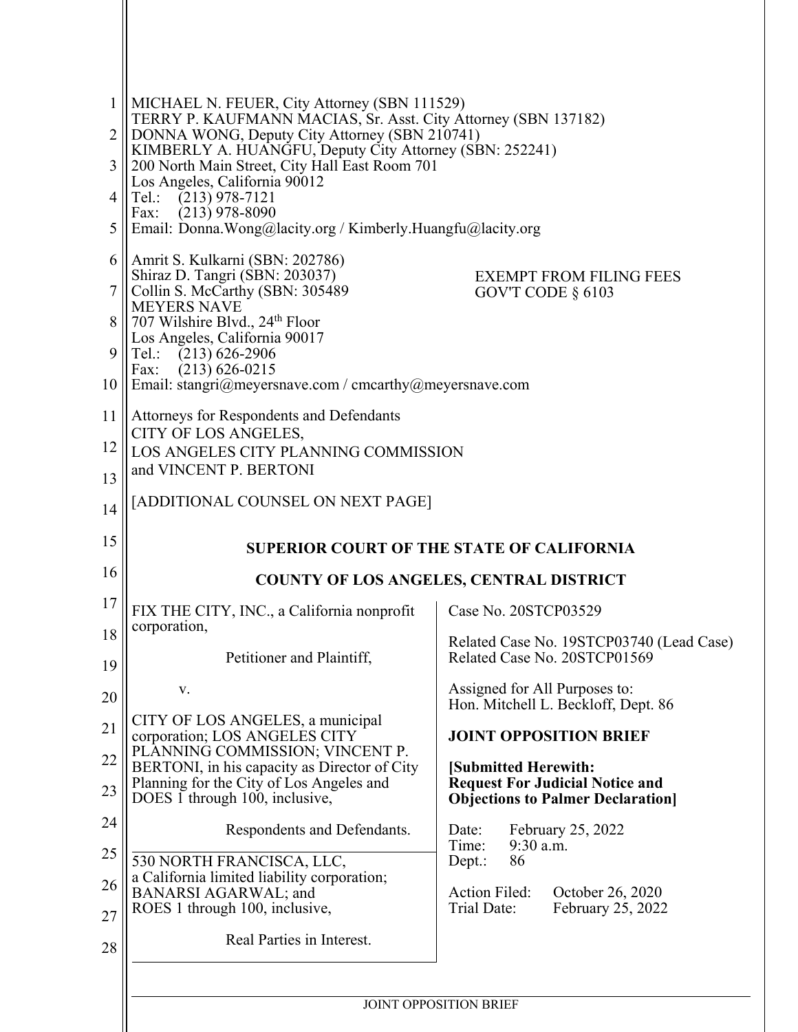MICHAEL N. FEUER, City Attorney (SBN 111529)
TERRY P. KAUFMANN MACIAS, Sr. Asst. City Attorney (SBN 137182)
DONNA WONG, Deputy City Attorney (SBN 210741)
KIMBERLY A. HUANGFU, Deputy City Attorney (SBN: 252241)
200 North Main Street, City Hall East Room 701
Los Angeles, California 90012
Tel.: (213) 978-7121
Fax: (213) 978-8090
Email: Donna.Wong@lacity.org / Kimberly.Huangfu@lacity.org

Amrit S. Kulkarni (SBN: 202786)
Shiraz D. Tangri (SBN: 203037)
Collin S. McCarthy (SBN: 305489
MEYERS NAVE
707 Wilshire Blvd., 24th Floor
Los Angeles, California 90017
Tel.: (213) 626-2906
Fax: (213) 626-0215
Email: stangri@meyersnave.com / cmcarthy@meyersnave.com

EXEMPT FROM FILING FEES
GOV'T CODE § 6103

Attorneys for Respondents and Defendants
CITY OF LOS ANGELES,
LOS ANGELES CITY PLANNING COMMISSION
and VINCENT P. BERTONI

[ADDITIONAL COUNSEL ON NEXT PAGE]

**SUPERIOR COURT OF THE STATE OF CALIFORNIA**

**COUNTY OF LOS ANGELES, CENTRAL DISTRICT**

| | |
|---|---|
| FIX THE CITY, INC., a California nonprofit corporation,<br><br>Petitioner and Plaintiff,<br><br>v.<br><br>CITY OF LOS ANGELES, a municipal corporation; LOS ANGELES CITY PLANNING COMMISSION; VINCENT P. BERTONI, in his capacity as Director of City Planning for the City of Los Angeles and DOES 1 through 100, inclusive,<br><br>Respondents and Defendants.<br><br>530 NORTH FRANCISCA, LLC, a California limited liability corporation; BANARSI AGARWAL; and ROES 1 through 100, inclusive,<br><br>Real Parties in Interest. | Case No. 20STCP03529<br><br>Related Case No. 19STCP03740 (Lead Case)<br>Related Case No. 20STCP01569<br><br>Assigned for All Purposes to:<br>Hon. Mitchell L. Beckloff, Dept. 86<br><br>**JOINT OPPOSITION BRIEF**<br><br>**[Submitted Herewith: Request For Judicial Notice and Objections to Palmer Declaration]**<br><br>Date: February 25, 2022<br>Time: 9:30 a.m.<br>Dept.: 86<br><br>Action Filed: October 26, 2020<br>Trial Date: February 25, 2022 |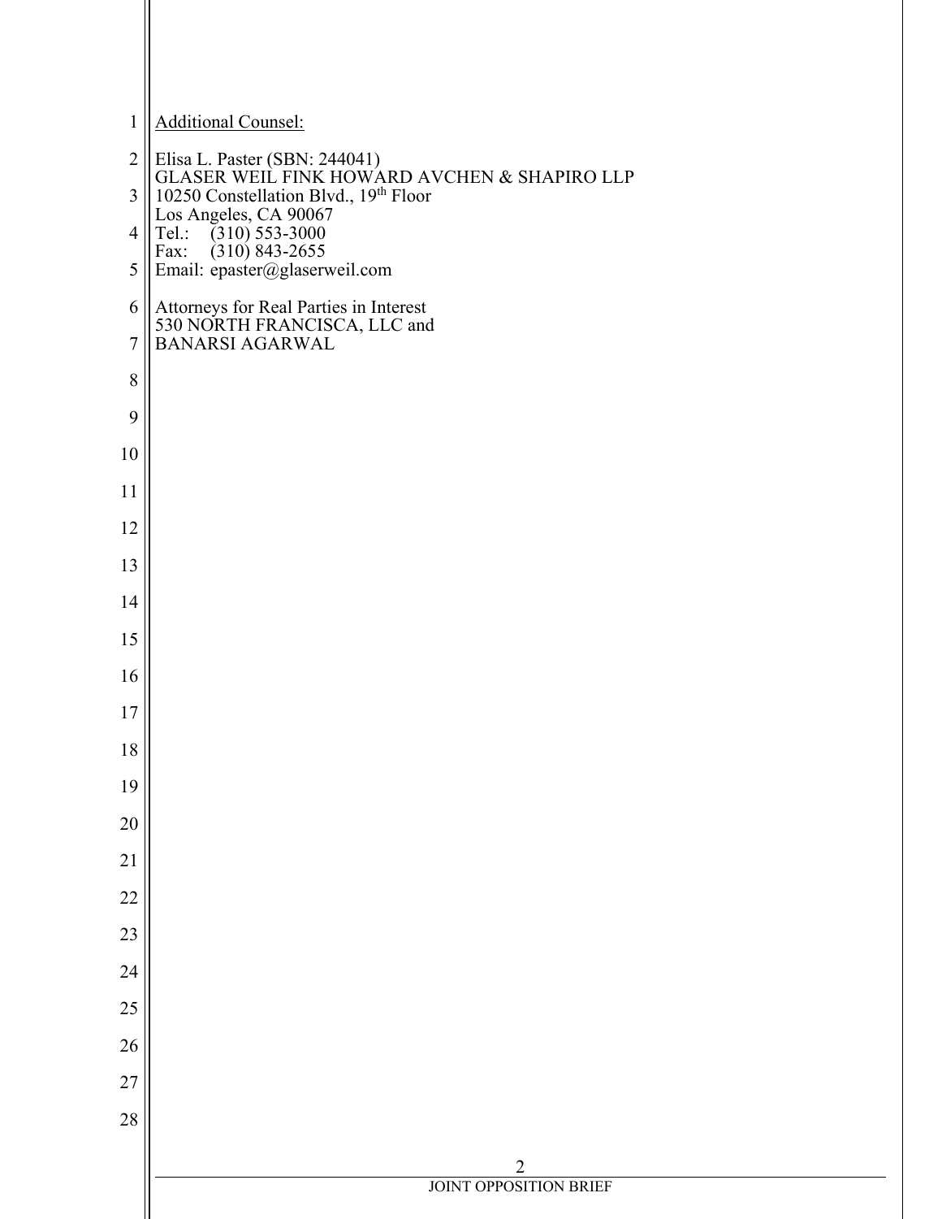Additional Counsel:

Elisa L. Paster (SBN: 244041)
GLASER WEIL FINK HOWARD AVCHEN & SHAPIRO LLP
10250 Constellation Blvd., 19th Floor
Los Angeles, CA 90067
Tel.: (310) 553-3000
Fax: (310) 843-2655
Email: epaster@glaserweil.com

Attorneys for Real Parties in Interest
530 NORTH FRANCISCA, LLC and
BANARSI AGARWAL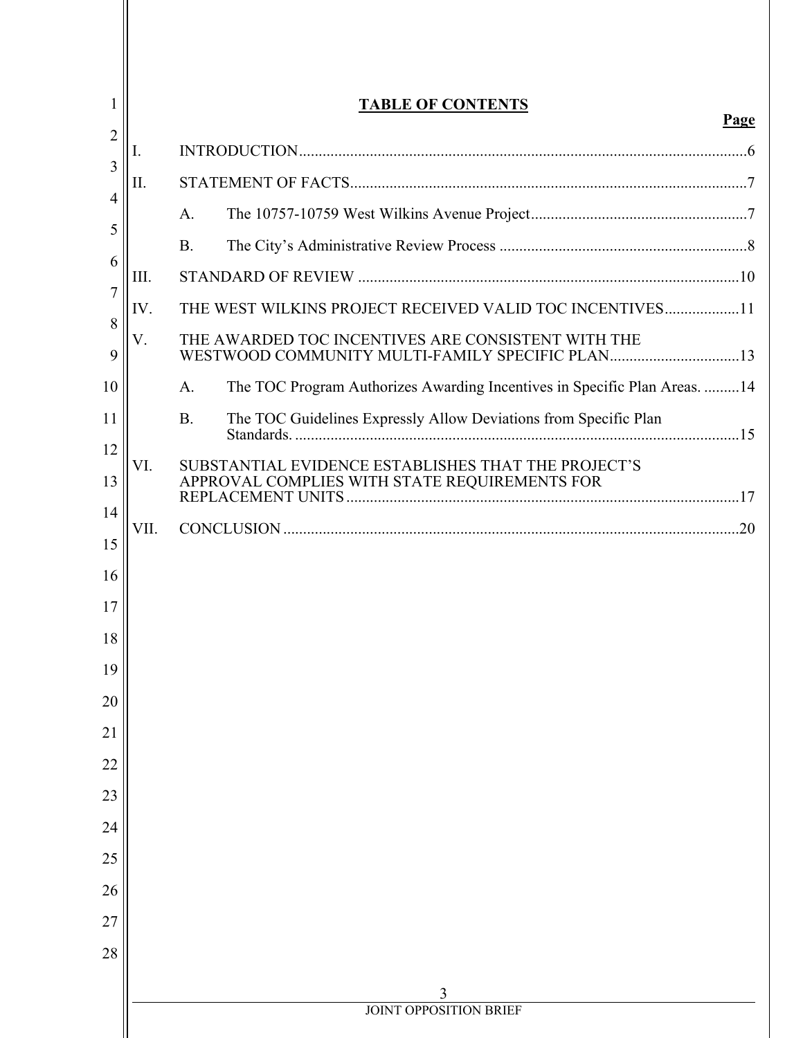**TABLE OF CONTENTS**

**Page**

I. INTRODUCTION..................................................................................................................6

II. STATEMENT OF FACTS....................................................................................................7

  A. The 10757-10759 West Wilkins Avenue Project.......................................................7

  B. The City's Administrative Review Process ...............................................................8

III. STANDARD OF REVIEW ................................................................................................10

IV. THE WEST WILKINS PROJECT RECEIVED VALID TOC INCENTIVES...................11

V. THE AWARDED TOC INCENTIVES ARE CONSISTENT WITH THE WESTWOOD COMMUNITY MULTI-FAMILY SPECIFIC PLAN.................................13

  A. The TOC Program Authorizes Awarding Incentives in Specific Plan Areas. .........14

  B. The TOC Guidelines Expressly Allow Deviations from Specific Plan Standards. ................................................................................................................15

VI. SUBSTANTIAL EVIDENCE ESTABLISHES THAT THE PROJECT'S APPROVAL COMPLIES WITH STATE REQUIREMENTS FOR REPLACEMENT UNITS...................................................................................................17

VII. CONCLUSION ...................................................................................................................20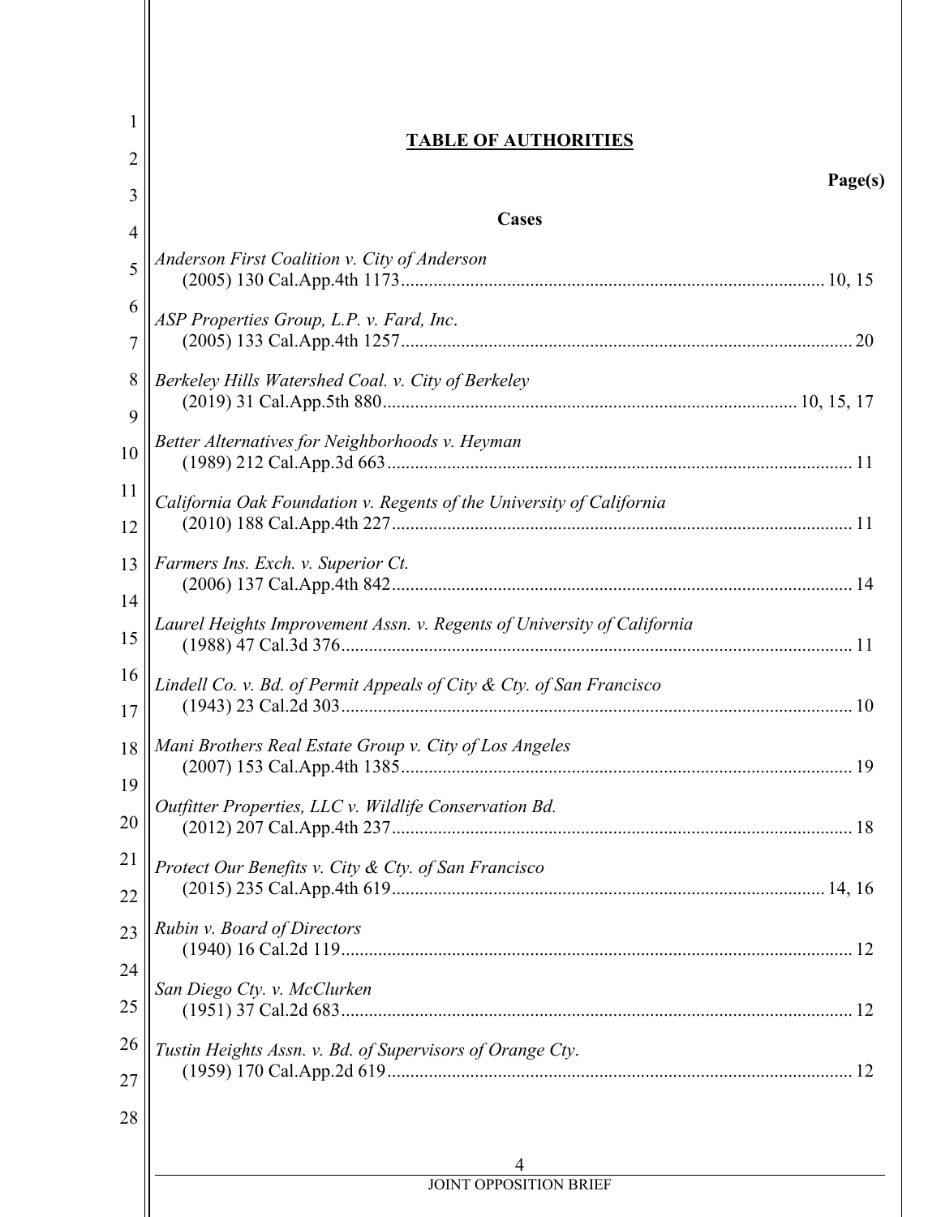## TABLE OF AUTHORITIES

**Page(s)**

**Cases**

*Anderson First Coalition v. City of Anderson*
(2005) 130 Cal.App.4th 1173 .......... 10, 15

*ASP Properties Group, L.P. v. Fard, Inc.*
(2005) 133 Cal.App.4th 1257 .......... 20

*Berkeley Hills Watershed Coal. v. City of Berkeley*
(2019) 31 Cal.App.5th 880 .......... 10, 15, 17

*Better Alternatives for Neighborhoods v. Heyman*
(1989) 212 Cal.App.3d 663 .......... 11

*California Oak Foundation v. Regents of the University of California*
(2010) 188 Cal.App.4th 227 .......... 11

*Farmers Ins. Exch. v. Superior Ct.*
(2006) 137 Cal.App.4th 842 .......... 14

*Laurel Heights Improvement Assn. v. Regents of University of California*
(1988) 47 Cal.3d 376 .......... 11

*Lindell Co. v. Bd. of Permit Appeals of City & Cty. of San Francisco*
(1943) 23 Cal.2d 303 .......... 10

*Mani Brothers Real Estate Group v. City of Los Angeles*
(2007) 153 Cal.App.4th 1385 .......... 19

*Outfitter Properties, LLC v. Wildlife Conservation Bd.*
(2012) 207 Cal.App.4th 237 .......... 18

*Protect Our Benefits v. City & Cty. of San Francisco*
(2015) 235 Cal.App.4th 619 .......... 14, 16

*Rubin v. Board of Directors*
(1940) 16 Cal.2d 119 .......... 12

*San Diego Cty. v. McClurken*
(1951) 37 Cal.2d 683 .......... 12

*Tustin Heights Assn. v. Bd. of Supervisors of Orange Cty.*
(1959) 170 Cal.App.2d 619 .......... 12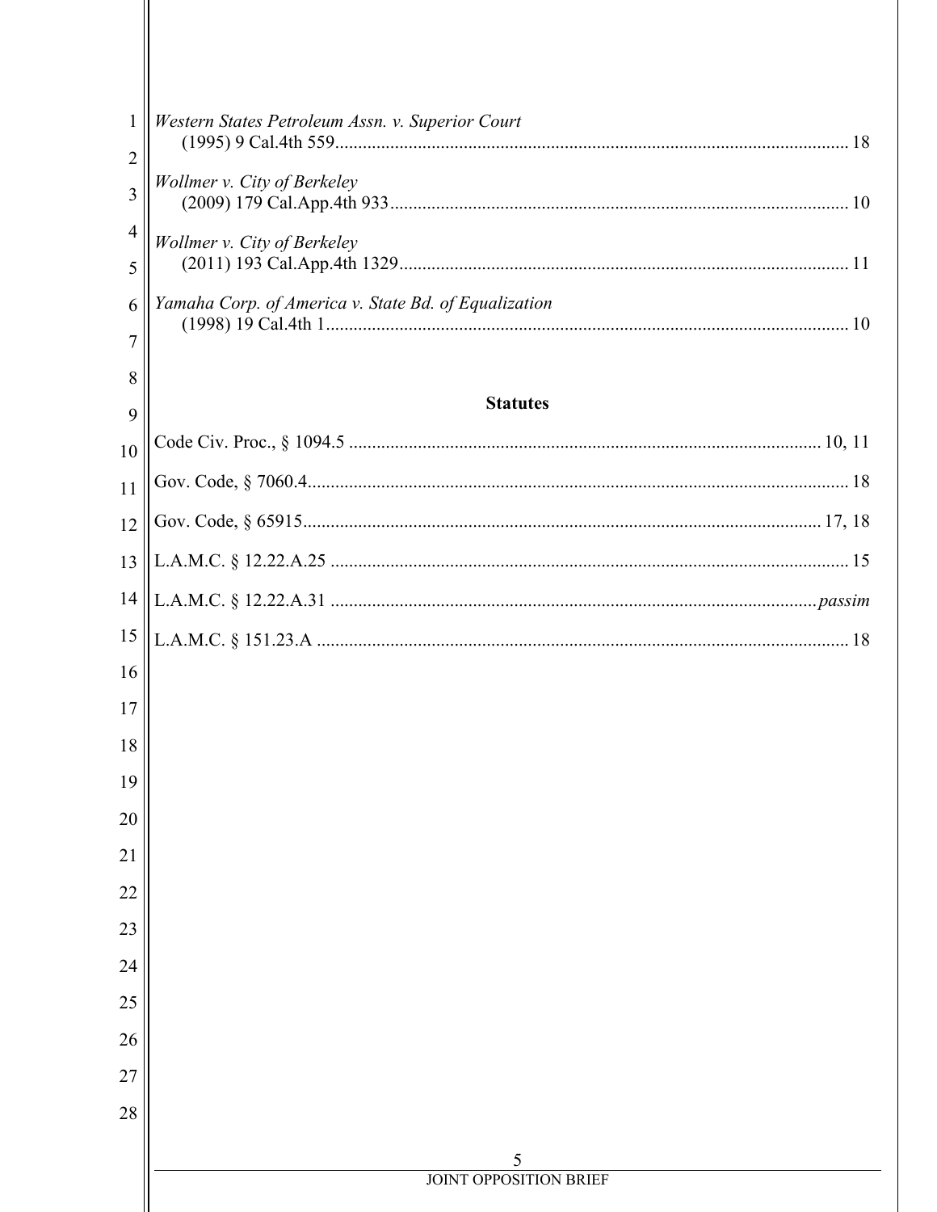*Western States Petroleum Assn. v. Superior Court*
(1995) 9 Cal.4th 559 .......... 18

*Wollmer v. City of Berkeley*
(2009) 179 Cal.App.4th 933 .......... 10

*Wollmer v. City of Berkeley*
(2011) 193 Cal.App.4th 1329 .......... 11

*Yamaha Corp. of America v. State Bd. of Equalization*
(1998) 19 Cal.4th 1 .......... 10

## Statutes

Code Civ. Proc., § 1094.5 .......... 10, 11

Gov. Code, § 7060.4 .......... 18

Gov. Code, § 65915 .......... 17, 18

L.A.M.C. § 12.22.A.25 .......... 15

L.A.M.C. § 12.22.A.31 .......... *passim*

L.A.M.C. § 151.23.A .......... 18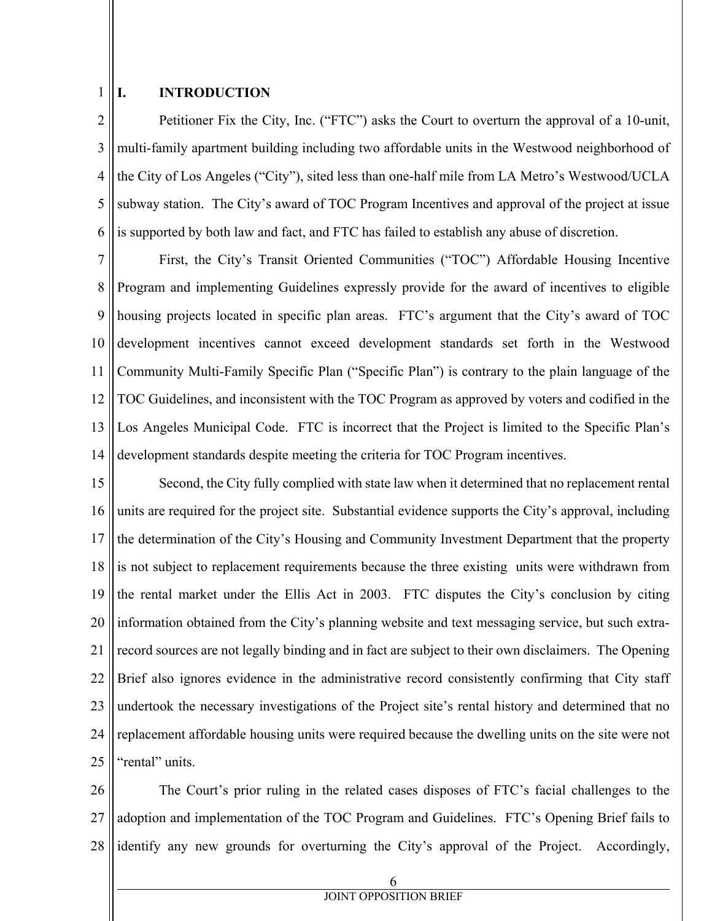## I. INTRODUCTION

Petitioner Fix the City, Inc. ("FTC") asks the Court to overturn the approval of a 10-unit, multi-family apartment building including two affordable units in the Westwood neighborhood of the City of Los Angeles ("City"), sited less than one-half mile from LA Metro's Westwood/UCLA subway station. The City's award of TOC Program Incentives and approval of the project at issue is supported by both law and fact, and FTC has failed to establish any abuse of discretion.

First, the City's Transit Oriented Communities ("TOC") Affordable Housing Incentive Program and implementing Guidelines expressly provide for the award of incentives to eligible housing projects located in specific plan areas. FTC's argument that the City's award of TOC development incentives cannot exceed development standards set forth in the Westwood Community Multi-Family Specific Plan ("Specific Plan") is contrary to the plain language of the TOC Guidelines, and inconsistent with the TOC Program as approved by voters and codified in the Los Angeles Municipal Code. FTC is incorrect that the Project is limited to the Specific Plan's development standards despite meeting the criteria for TOC Program incentives.

Second, the City fully complied with state law when it determined that no replacement rental units are required for the project site. Substantial evidence supports the City's approval, including the determination of the City's Housing and Community Investment Department that the property is not subject to replacement requirements because the three existing units were withdrawn from the rental market under the Ellis Act in 2003. FTC disputes the City's conclusion by citing information obtained from the City's planning website and text messaging service, but such extra-record sources are not legally binding and in fact are subject to their own disclaimers. The Opening Brief also ignores evidence in the administrative record consistently confirming that City staff undertook the necessary investigations of the Project site's rental history and determined that no replacement affordable housing units were required because the dwelling units on the site were not "rental" units.

The Court's prior ruling in the related cases disposes of FTC's facial challenges to the adoption and implementation of the TOC Program and Guidelines. FTC's Opening Brief fails to identify any new grounds for overturning the City's approval of the Project. Accordingly,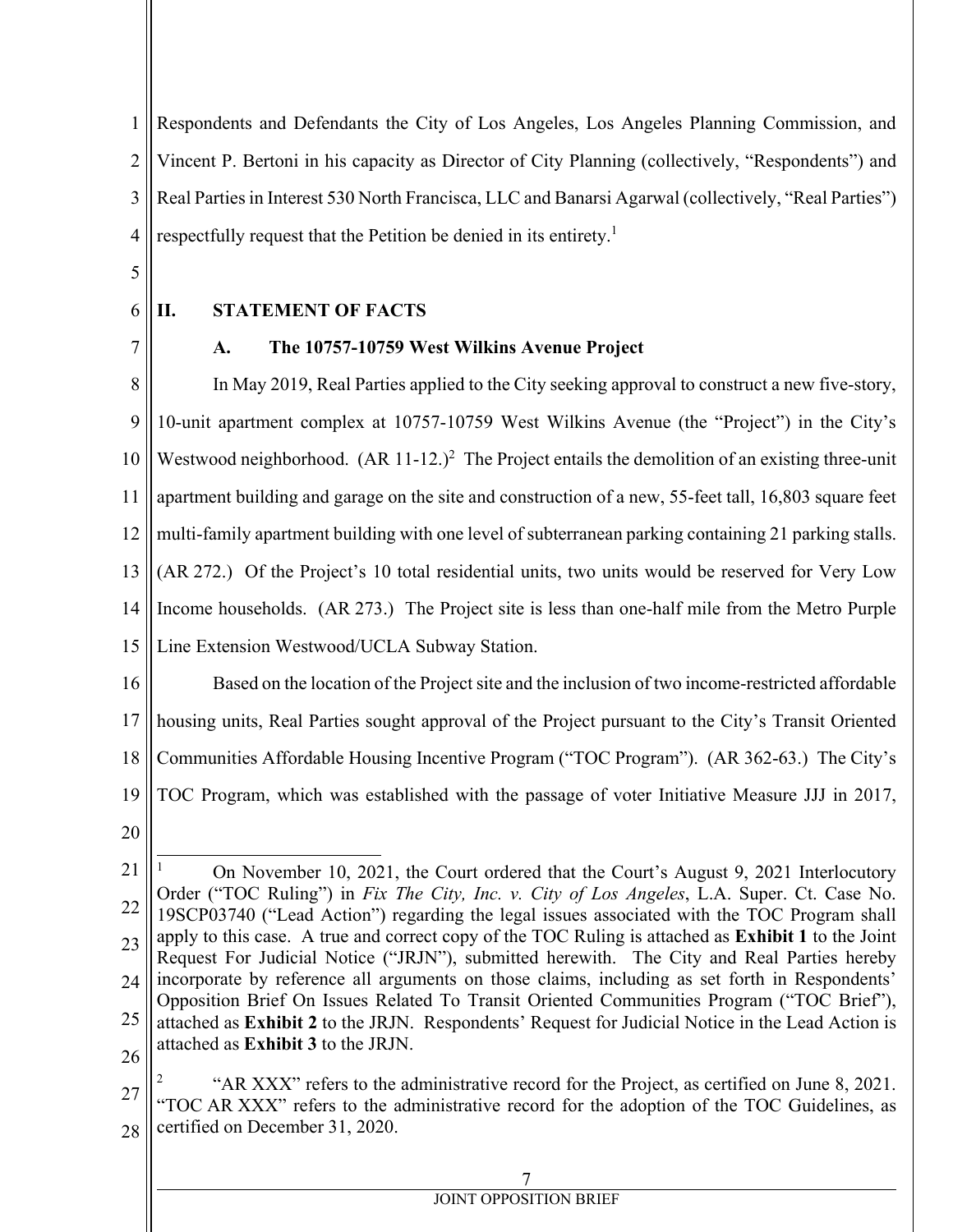Respondents and Defendants the City of Los Angeles, Los Angeles Planning Commission, and Vincent P. Bertoni in his capacity as Director of City Planning (collectively, "Respondents") and Real Parties in Interest 530 North Francisca, LLC and Banarsi Agarwal (collectively, "Real Parties") respectfully request that the Petition be denied in its entirety.[1]

## II. STATEMENT OF FACTS

### A. The 10757-10759 West Wilkins Avenue Project

In May 2019, Real Parties applied to the City seeking approval to construct a new five-story, 10-unit apartment complex at 10757-10759 West Wilkins Avenue (the "Project") in the City's Westwood neighborhood. (AR 11-12.)[2] The Project entails the demolition of an existing three-unit apartment building and garage on the site and construction of a new, 55-feet tall, 16,803 square feet multi-family apartment building with one level of subterranean parking containing 21 parking stalls. (AR 272.) Of the Project's 10 total residential units, two units would be reserved for Very Low Income households. (AR 273.) The Project site is less than one-half mile from the Metro Purple Line Extension Westwood/UCLA Subway Station.

Based on the location of the Project site and the inclusion of two income-restricted affordable housing units, Real Parties sought approval of the Project pursuant to the City's Transit Oriented Communities Affordable Housing Incentive Program ("TOC Program"). (AR 362-63.) The City's TOC Program, which was established with the passage of voter Initiative Measure JJJ in 2017,

---

[1] On November 10, 2021, the Court ordered that the Court's August 9, 2021 Interlocutory Order ("TOC Ruling") in *Fix The City, Inc. v. City of Los Angeles*, L.A. Super. Ct. Case No. 19SCP03740 ("Lead Action") regarding the legal issues associated with the TOC Program shall apply to this case. A true and correct copy of the TOC Ruling is attached as **Exhibit 1** to the Joint Request For Judicial Notice ("JRJN"), submitted herewith. The City and Real Parties hereby incorporate by reference all arguments on those claims, including as set forth in Respondents' Opposition Brief On Issues Related To Transit Oriented Communities Program ("TOC Brief"), attached as **Exhibit 2** to the JRJN. Respondents' Request for Judicial Notice in the Lead Action is attached as **Exhibit 3** to the JRJN.

[2] "AR XXX" refers to the administrative record for the Project, as certified on June 8, 2021. "TOC AR XXX" refers to the administrative record for the adoption of the TOC Guidelines, as certified on December 31, 2020.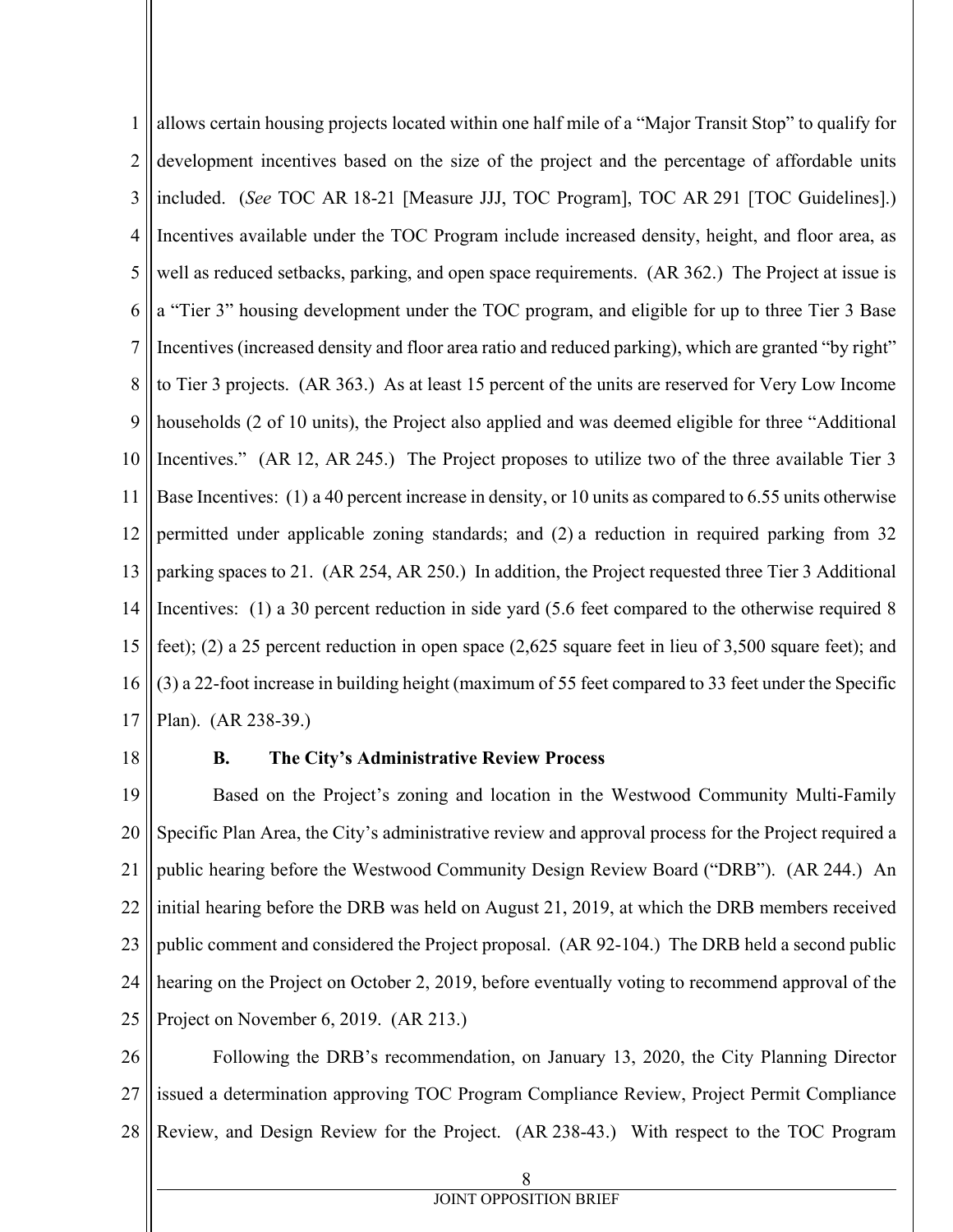allows certain housing projects located within one half mile of a "Major Transit Stop" to qualify for development incentives based on the size of the project and the percentage of affordable units included. (*See* TOC AR 18-21 [Measure JJJ, TOC Program], TOC AR 291 [TOC Guidelines].) Incentives available under the TOC Program include increased density, height, and floor area, as well as reduced setbacks, parking, and open space requirements. (AR 362.) The Project at issue is a "Tier 3" housing development under the TOC program, and eligible for up to three Tier 3 Base Incentives (increased density and floor area ratio and reduced parking), which are granted "by right" to Tier 3 projects. (AR 363.) As at least 15 percent of the units are reserved for Very Low Income households (2 of 10 units), the Project also applied and was deemed eligible for three "Additional Incentives." (AR 12, AR 245.) The Project proposes to utilize two of the three available Tier 3 Base Incentives: (1) a 40 percent increase in density, or 10 units as compared to 6.55 units otherwise permitted under applicable zoning standards; and (2) a reduction in required parking from 32 parking spaces to 21. (AR 254, AR 250.) In addition, the Project requested three Tier 3 Additional Incentives: (1) a 30 percent reduction in side yard (5.6 feet compared to the otherwise required 8 feet); (2) a 25 percent reduction in open space (2,625 square feet in lieu of 3,500 square feet); and (3) a 22-foot increase in building height (maximum of 55 feet compared to 33 feet under the Specific Plan). (AR 238-39.)

### B. The City's Administrative Review Process

Based on the Project's zoning and location in the Westwood Community Multi-Family Specific Plan Area, the City's administrative review and approval process for the Project required a public hearing before the Westwood Community Design Review Board ("DRB"). (AR 244.) An initial hearing before the DRB was held on August 21, 2019, at which the DRB members received public comment and considered the Project proposal. (AR 92-104.) The DRB held a second public hearing on the Project on October 2, 2019, before eventually voting to recommend approval of the Project on November 6, 2019. (AR 213.)

Following the DRB's recommendation, on January 13, 2020, the City Planning Director issued a determination approving TOC Program Compliance Review, Project Permit Compliance Review, and Design Review for the Project. (AR 238-43.) With respect to the TOC Program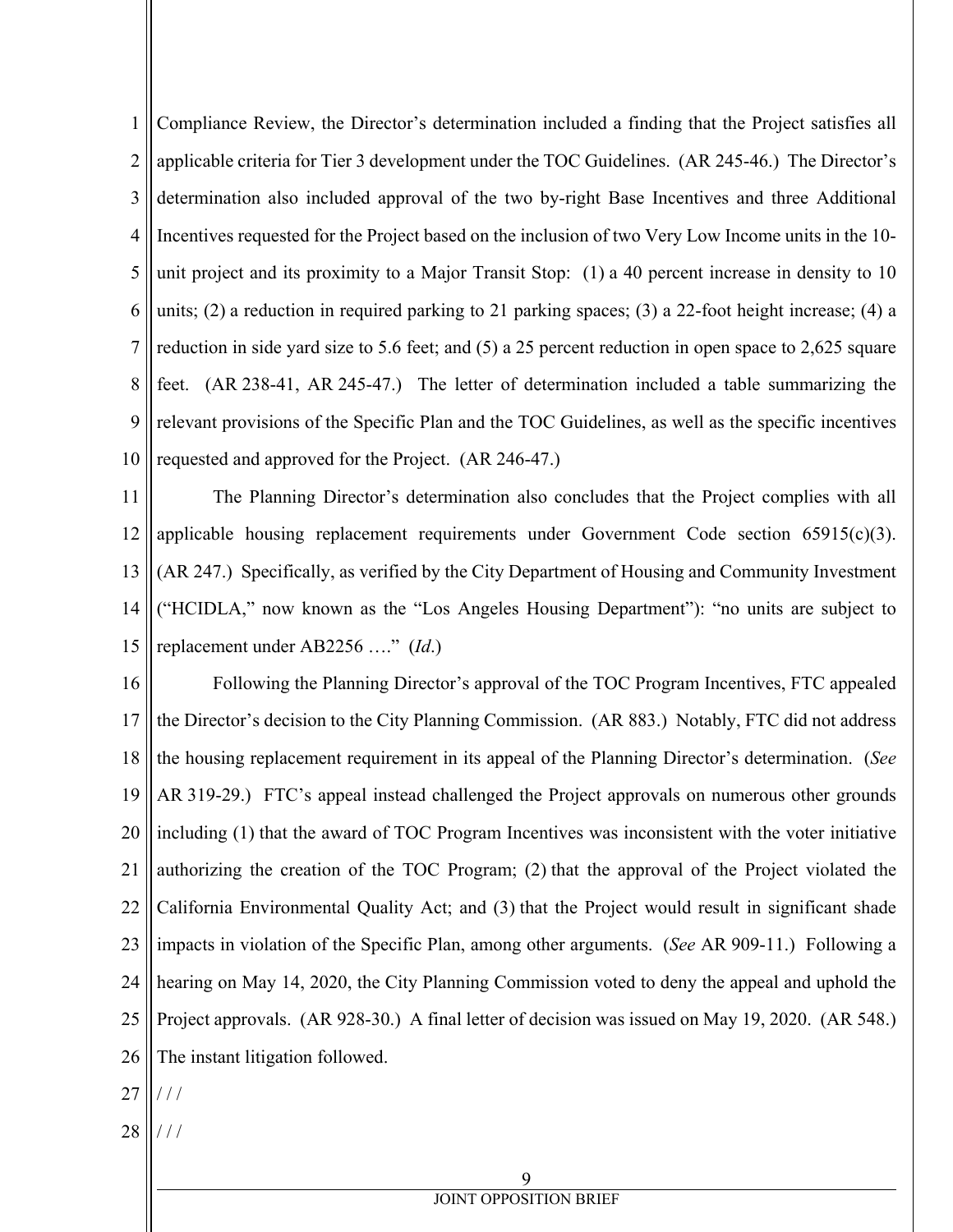Compliance Review, the Director's determination included a finding that the Project satisfies all applicable criteria for Tier 3 development under the TOC Guidelines. (AR 245-46.) The Director's determination also included approval of the two by-right Base Incentives and three Additional Incentives requested for the Project based on the inclusion of two Very Low Income units in the 10-unit project and its proximity to a Major Transit Stop: (1) a 40 percent increase in density to 10 units; (2) a reduction in required parking to 21 parking spaces; (3) a 22-foot height increase; (4) a reduction in side yard size to 5.6 feet; and (5) a 25 percent reduction in open space to 2,625 square feet. (AR 238-41, AR 245-47.) The letter of determination included a table summarizing the relevant provisions of the Specific Plan and the TOC Guidelines, as well as the specific incentives requested and approved for the Project. (AR 246-47.)

The Planning Director's determination also concludes that the Project complies with all applicable housing replacement requirements under Government Code section 65915(c)(3). (AR 247.) Specifically, as verified by the City Department of Housing and Community Investment ("HCIDLA," now known as the "Los Angeles Housing Department"): "no units are subject to replacement under AB2256 …." (*Id*.)

Following the Planning Director's approval of the TOC Program Incentives, FTC appealed the Director's decision to the City Planning Commission. (AR 883.) Notably, FTC did not address the housing replacement requirement in its appeal of the Planning Director's determination. (*See* AR 319-29.) FTC's appeal instead challenged the Project approvals on numerous other grounds including (1) that the award of TOC Program Incentives was inconsistent with the voter initiative authorizing the creation of the TOC Program; (2) that the approval of the Project violated the California Environmental Quality Act; and (3) that the Project would result in significant shade impacts in violation of the Specific Plan, among other arguments. (*See* AR 909-11.) Following a hearing on May 14, 2020, the City Planning Commission voted to deny the appeal and uphold the Project approvals. (AR 928-30.) A final letter of decision was issued on May 19, 2020. (AR 548.) The instant litigation followed.

/ / /

/ / /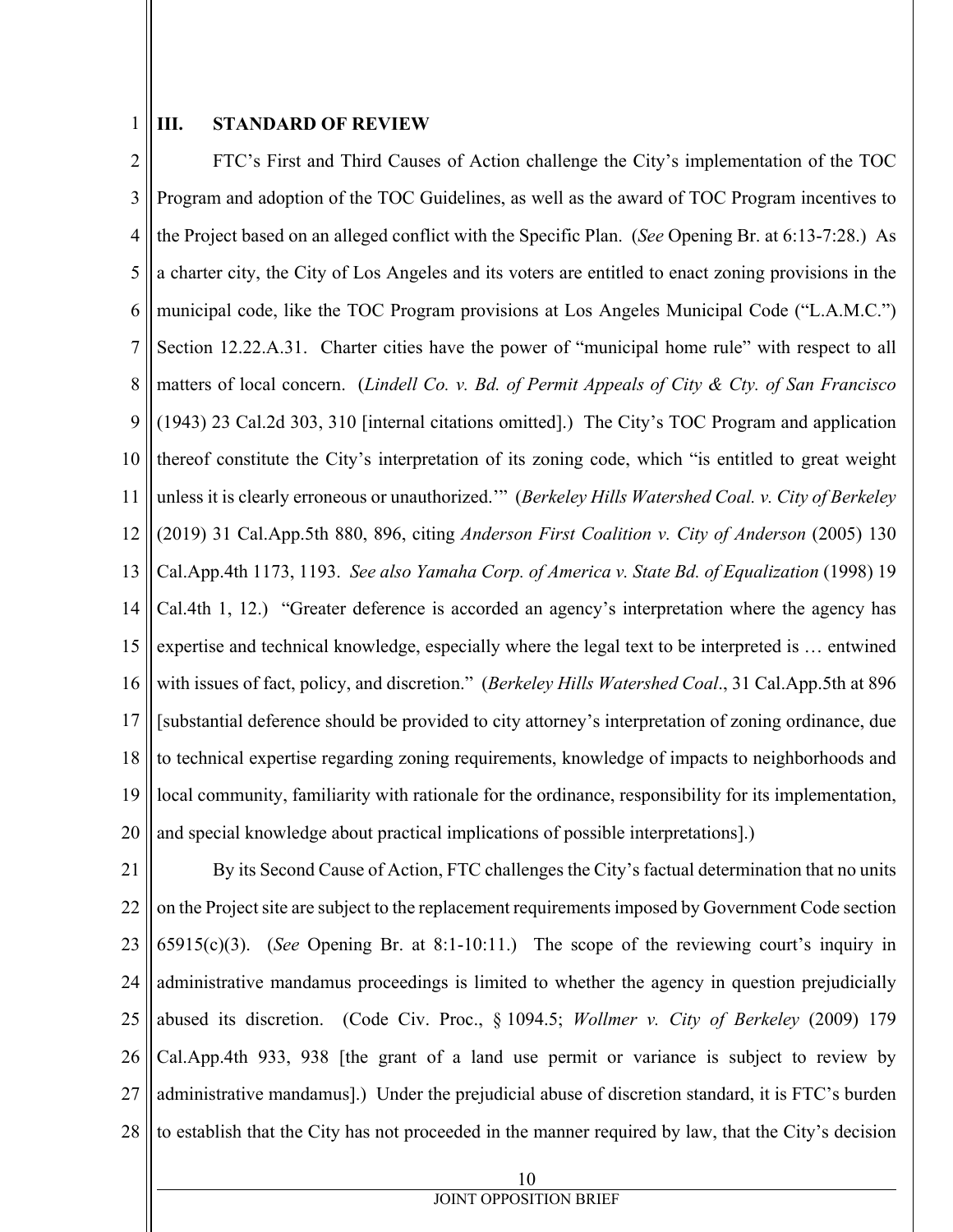## III. STANDARD OF REVIEW

FTC's First and Third Causes of Action challenge the City's implementation of the TOC Program and adoption of the TOC Guidelines, as well as the award of TOC Program incentives to the Project based on an alleged conflict with the Specific Plan. (*See* Opening Br. at 6:13-7:28.) As a charter city, the City of Los Angeles and its voters are entitled to enact zoning provisions in the municipal code, like the TOC Program provisions at Los Angeles Municipal Code ("L.A.M.C.") Section 12.22.A.31. Charter cities have the power of "municipal home rule" with respect to all matters of local concern. (*Lindell Co. v. Bd. of Permit Appeals of City & Cty. of San Francisco* (1943) 23 Cal.2d 303, 310 [internal citations omitted].) The City's TOC Program and application thereof constitute the City's interpretation of its zoning code, which "is entitled to great weight unless it is clearly erroneous or unauthorized.'" (*Berkeley Hills Watershed Coal. v. City of Berkeley* (2019) 31 Cal.App.5th 880, 896, citing *Anderson First Coalition v. City of Anderson* (2005) 130 Cal.App.4th 1173, 1193. *See also Yamaha Corp. of America v. State Bd. of Equalization* (1998) 19 Cal.4th 1, 12.) "Greater deference is accorded an agency's interpretation where the agency has expertise and technical knowledge, especially where the legal text to be interpreted is … entwined with issues of fact, policy, and discretion." (*Berkeley Hills Watershed Coal*., 31 Cal.App.5th at 896 [substantial deference should be provided to city attorney's interpretation of zoning ordinance, due to technical expertise regarding zoning requirements, knowledge of impacts to neighborhoods and local community, familiarity with rationale for the ordinance, responsibility for its implementation, and special knowledge about practical implications of possible interpretations].)

By its Second Cause of Action, FTC challenges the City's factual determination that no units on the Project site are subject to the replacement requirements imposed by Government Code section 65915(c)(3). (*See* Opening Br. at 8:1-10:11.) The scope of the reviewing court's inquiry in administrative mandamus proceedings is limited to whether the agency in question prejudicially abused its discretion. (Code Civ. Proc., § 1094.5; *Wollmer v. City of Berkeley* (2009) 179 Cal.App.4th 933, 938 [the grant of a land use permit or variance is subject to review by administrative mandamus].) Under the prejudicial abuse of discretion standard, it is FTC's burden to establish that the City has not proceeded in the manner required by law, that the City's decision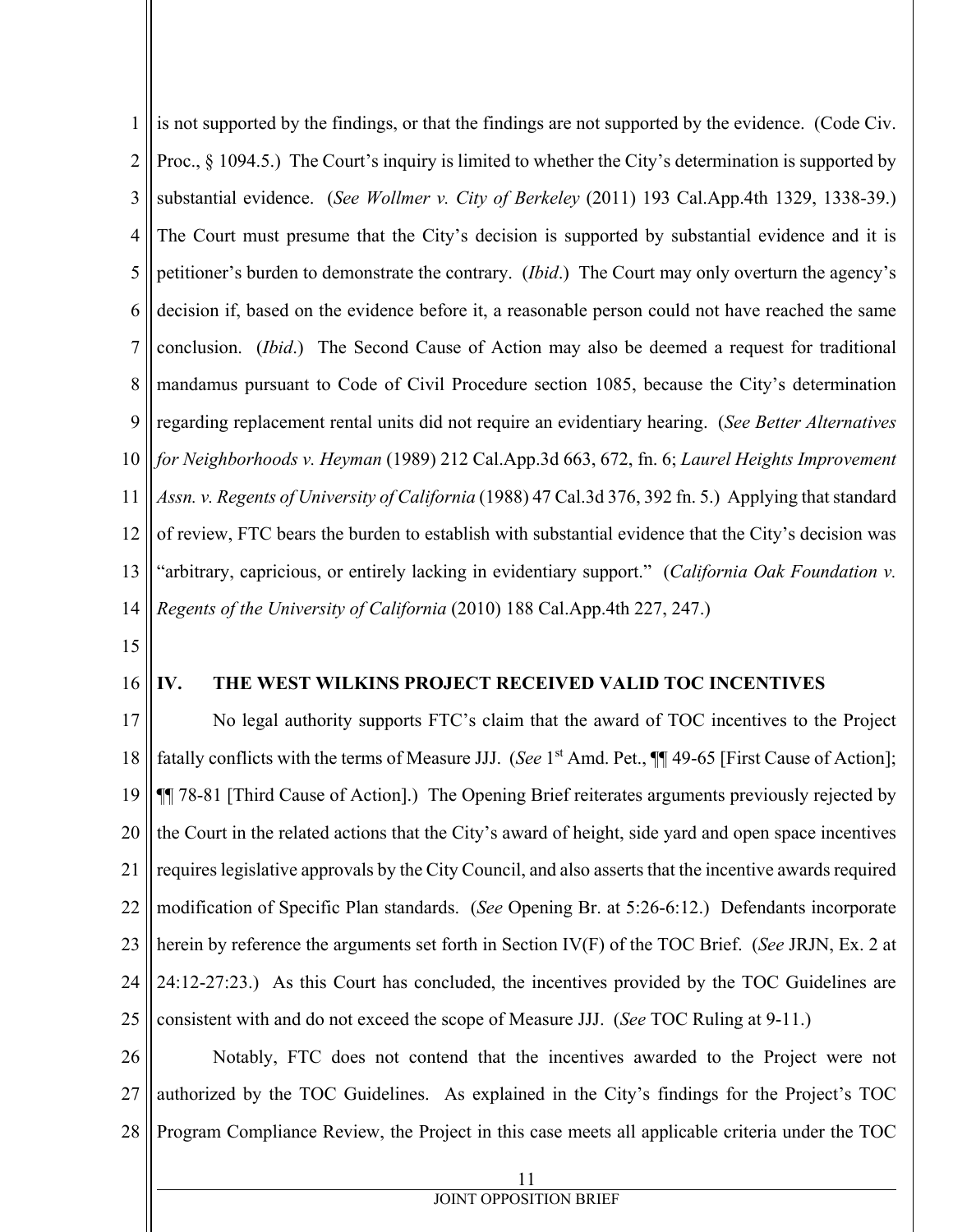is not supported by the findings, or that the findings are not supported by the evidence. (Code Civ. Proc., § 1094.5.) The Court's inquiry is limited to whether the City's determination is supported by substantial evidence. (*See Wollmer v. City of Berkeley* (2011) 193 Cal.App.4th 1329, 1338-39.) The Court must presume that the City's decision is supported by substantial evidence and it is petitioner's burden to demonstrate the contrary. (*Ibid*.) The Court may only overturn the agency's decision if, based on the evidence before it, a reasonable person could not have reached the same conclusion. (*Ibid*.) The Second Cause of Action may also be deemed a request for traditional mandamus pursuant to Code of Civil Procedure section 1085, because the City's determination regarding replacement rental units did not require an evidentiary hearing. (*See Better Alternatives for Neighborhoods v. Heyman* (1989) 212 Cal.App.3d 663, 672, fn. 6; *Laurel Heights Improvement Assn. v. Regents of University of California* (1988) 47 Cal.3d 376, 392 fn. 5.) Applying that standard of review, FTC bears the burden to establish with substantial evidence that the City's decision was "arbitrary, capricious, or entirely lacking in evidentiary support." (*California Oak Foundation v. Regents of the University of California* (2010) 188 Cal.App.4th 227, 247.)

## IV. THE WEST WILKINS PROJECT RECEIVED VALID TOC INCENTIVES

No legal authority supports FTC's claim that the award of TOC incentives to the Project fatally conflicts with the terms of Measure JJJ. (*See* 1st Amd. Pet., ¶¶ 49-65 [First Cause of Action]; ¶¶ 78-81 [Third Cause of Action].) The Opening Brief reiterates arguments previously rejected by the Court in the related actions that the City's award of height, side yard and open space incentives requires legislative approvals by the City Council, and also asserts that the incentive awards required modification of Specific Plan standards. (*See* Opening Br. at 5:26-6:12.) Defendants incorporate herein by reference the arguments set forth in Section IV(F) of the TOC Brief. (*See* JRJN, Ex. 2 at 24:12-27:23.) As this Court has concluded, the incentives provided by the TOC Guidelines are consistent with and do not exceed the scope of Measure JJJ. (*See* TOC Ruling at 9-11.)

Notably, FTC does not contend that the incentives awarded to the Project were not authorized by the TOC Guidelines. As explained in the City's findings for the Project's TOC Program Compliance Review, the Project in this case meets all applicable criteria under the TOC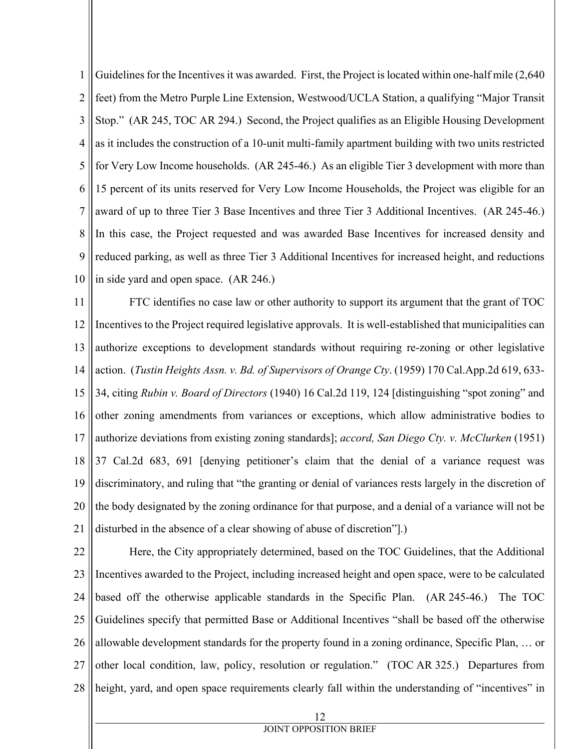Guidelines for the Incentives it was awarded. First, the Project is located within one-half mile (2,640 feet) from the Metro Purple Line Extension, Westwood/UCLA Station, a qualifying "Major Transit Stop." (AR 245, TOC AR 294.) Second, the Project qualifies as an Eligible Housing Development as it includes the construction of a 10-unit multi-family apartment building with two units restricted for Very Low Income households. (AR 245-46.) As an eligible Tier 3 development with more than 15 percent of its units reserved for Very Low Income Households, the Project was eligible for an award of up to three Tier 3 Base Incentives and three Tier 3 Additional Incentives. (AR 245-46.) In this case, the Project requested and was awarded Base Incentives for increased density and reduced parking, as well as three Tier 3 Additional Incentives for increased height, and reductions in side yard and open space. (AR 246.)

FTC identifies no case law or other authority to support its argument that the grant of TOC Incentives to the Project required legislative approvals. It is well-established that municipalities can authorize exceptions to development standards without requiring re-zoning or other legislative action. (*Tustin Heights Assn. v. Bd. of Supervisors of Orange Cty*. (1959) 170 Cal.App.2d 619, 633-34, citing *Rubin v. Board of Directors* (1940) 16 Cal.2d 119, 124 [distinguishing "spot zoning" and other zoning amendments from variances or exceptions, which allow administrative bodies to authorize deviations from existing zoning standards]; *accord, San Diego Cty. v. McClurken* (1951) 37 Cal.2d 683, 691 [denying petitioner's claim that the denial of a variance request was discriminatory, and ruling that "the granting or denial of variances rests largely in the discretion of the body designated by the zoning ordinance for that purpose, and a denial of a variance will not be disturbed in the absence of a clear showing of abuse of discretion"].)

Here, the City appropriately determined, based on the TOC Guidelines, that the Additional Incentives awarded to the Project, including increased height and open space, were to be calculated based off the otherwise applicable standards in the Specific Plan. (AR 245-46.) The TOC Guidelines specify that permitted Base or Additional Incentives "shall be based off the otherwise allowable development standards for the property found in a zoning ordinance, Specific Plan, … or other local condition, law, policy, resolution or regulation." (TOC AR 325.) Departures from height, yard, and open space requirements clearly fall within the understanding of "incentives" in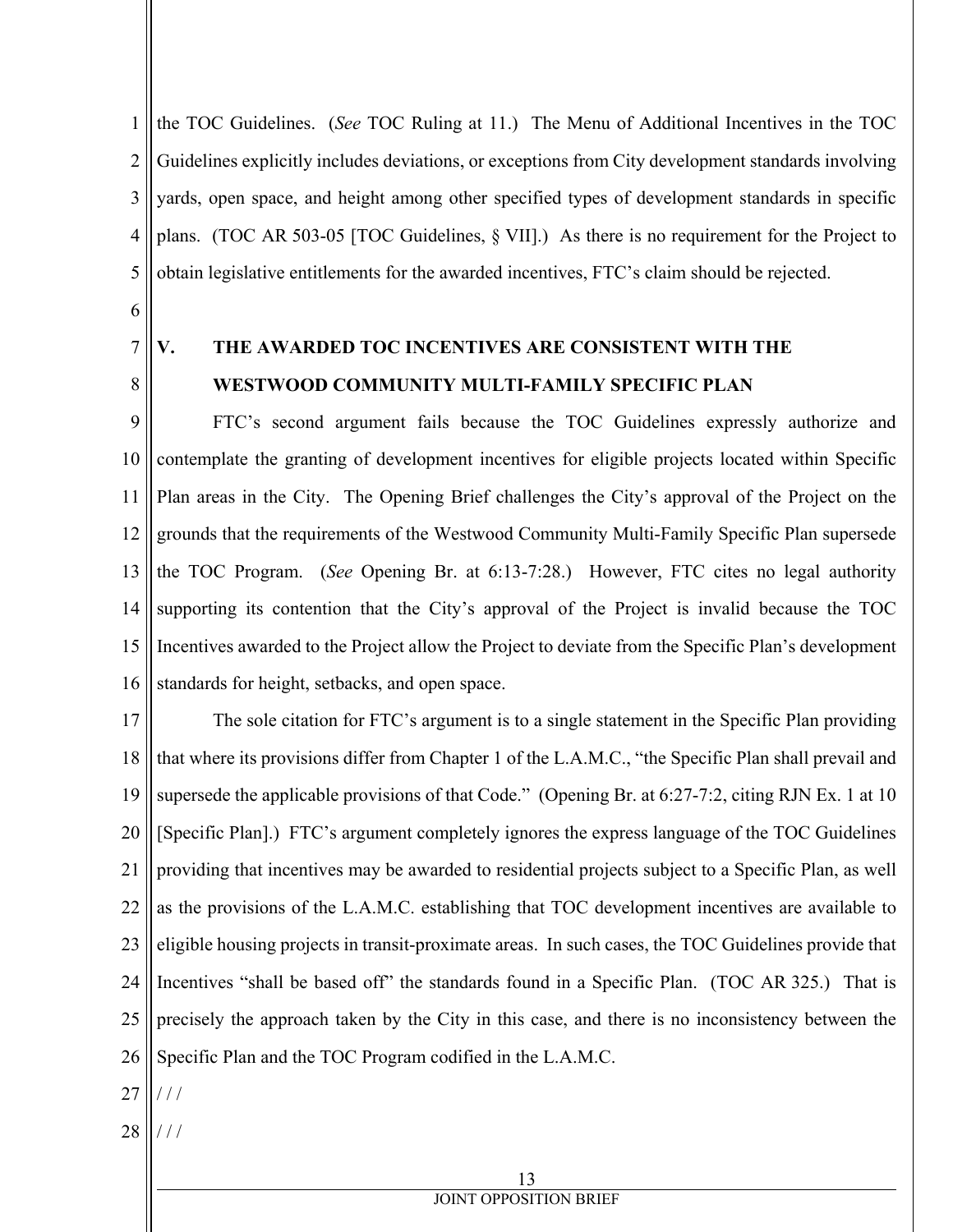the TOC Guidelines. (*See* TOC Ruling at 11.) The Menu of Additional Incentives in the TOC Guidelines explicitly includes deviations, or exceptions from City development standards involving yards, open space, and height among other specified types of development standards in specific plans. (TOC AR 503-05 [TOC Guidelines, § VII].) As there is no requirement for the Project to obtain legislative entitlements for the awarded incentives, FTC's claim should be rejected.

## V. THE AWARDED TOC INCENTIVES ARE CONSISTENT WITH THE WESTWOOD COMMUNITY MULTI-FAMILY SPECIFIC PLAN

FTC's second argument fails because the TOC Guidelines expressly authorize and contemplate the granting of development incentives for eligible projects located within Specific Plan areas in the City. The Opening Brief challenges the City's approval of the Project on the grounds that the requirements of the Westwood Community Multi-Family Specific Plan supersede the TOC Program. (*See* Opening Br. at 6:13-7:28.) However, FTC cites no legal authority supporting its contention that the City's approval of the Project is invalid because the TOC Incentives awarded to the Project allow the Project to deviate from the Specific Plan's development standards for height, setbacks, and open space.

The sole citation for FTC's argument is to a single statement in the Specific Plan providing that where its provisions differ from Chapter 1 of the L.A.M.C., "the Specific Plan shall prevail and supersede the applicable provisions of that Code." (Opening Br. at 6:27-7:2, citing RJN Ex. 1 at 10 [Specific Plan].) FTC's argument completely ignores the express language of the TOC Guidelines providing that incentives may be awarded to residential projects subject to a Specific Plan, as well as the provisions of the L.A.M.C. establishing that TOC development incentives are available to eligible housing projects in transit-proximate areas. In such cases, the TOC Guidelines provide that Incentives "shall be based off" the standards found in a Specific Plan. (TOC AR 325.) That is precisely the approach taken by the City in this case, and there is no inconsistency between the Specific Plan and the TOC Program codified in the L.A.M.C.

/ / /

/ / /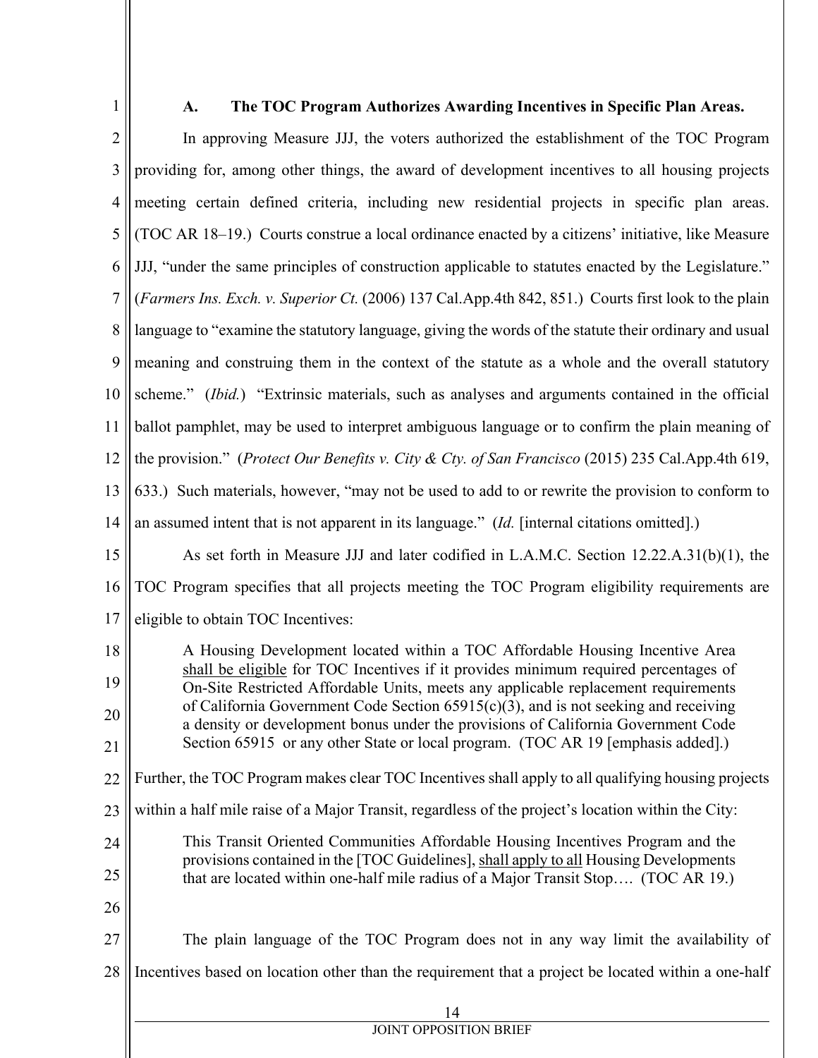### A. The TOC Program Authorizes Awarding Incentives in Specific Plan Areas.

In approving Measure JJJ, the voters authorized the establishment of the TOC Program providing for, among other things, the award of development incentives to all housing projects meeting certain defined criteria, including new residential projects in specific plan areas. (TOC AR 18–19.) Courts construe a local ordinance enacted by a citizens' initiative, like Measure JJJ, "under the same principles of construction applicable to statutes enacted by the Legislature." (*Farmers Ins. Exch. v. Superior Ct.* (2006) 137 Cal.App.4th 842, 851.) Courts first look to the plain language to "examine the statutory language, giving the words of the statute their ordinary and usual meaning and construing them in the context of the statute as a whole and the overall statutory scheme." (*Ibid.*) "Extrinsic materials, such as analyses and arguments contained in the official ballot pamphlet, may be used to interpret ambiguous language or to confirm the plain meaning of the provision." (*Protect Our Benefits v. City & Cty. of San Francisco* (2015) 235 Cal.App.4th 619, 633.) Such materials, however, "may not be used to add to or rewrite the provision to conform to an assumed intent that is not apparent in its language." (*Id.* [internal citations omitted].)

As set forth in Measure JJJ and later codified in L.A.M.C. Section 12.22.A.31(b)(1), the TOC Program specifies that all projects meeting the TOC Program eligibility requirements are eligible to obtain TOC Incentives:

> A Housing Development located within a TOC Affordable Housing Incentive Area shall be eligible for TOC Incentives if it provides minimum required percentages of On-Site Restricted Affordable Units, meets any applicable replacement requirements of California Government Code Section 65915(c)(3), and is not seeking and receiving a density or development bonus under the provisions of California Government Code Section 65915 or any other State or local program. (TOC AR 19 [emphasis added].)

Further, the TOC Program makes clear TOC Incentives shall apply to all qualifying housing projects within a half mile raise of a Major Transit, regardless of the project's location within the City:

> This Transit Oriented Communities Affordable Housing Incentives Program and the provisions contained in the [TOC Guidelines], shall apply to all Housing Developments that are located within one-half mile radius of a Major Transit Stop…. (TOC AR 19.)

The plain language of the TOC Program does not in any way limit the availability of Incentives based on location other than the requirement that a project be located within a one-half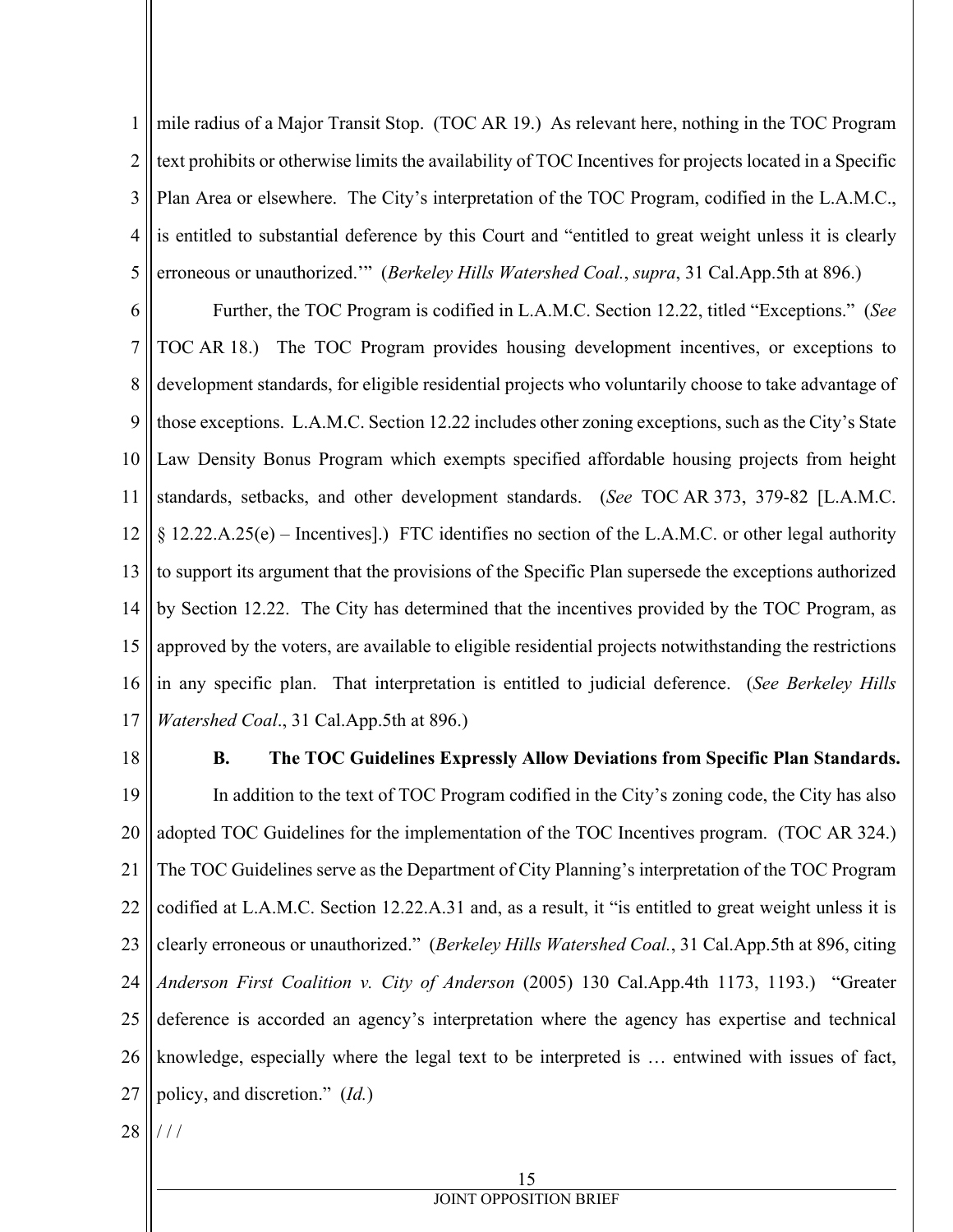mile radius of a Major Transit Stop. (TOC AR 19.) As relevant here, nothing in the TOC Program text prohibits or otherwise limits the availability of TOC Incentives for projects located in a Specific Plan Area or elsewhere. The City's interpretation of the TOC Program, codified in the L.A.M.C., is entitled to substantial deference by this Court and "entitled to great weight unless it is clearly erroneous or unauthorized.'" (*Berkeley Hills Watershed Coal.*, *supra*, 31 Cal.App.5th at 896.)

Further, the TOC Program is codified in L.A.M.C. Section 12.22, titled "Exceptions." (*See* TOC AR 18.) The TOC Program provides housing development incentives, or exceptions to development standards, for eligible residential projects who voluntarily choose to take advantage of those exceptions. L.A.M.C. Section 12.22 includes other zoning exceptions, such as the City's State Law Density Bonus Program which exempts specified affordable housing projects from height standards, setbacks, and other development standards. (*See* TOC AR 373, 379-82 [L.A.M.C. § 12.22.A.25(e) – Incentives].) FTC identifies no section of the L.A.M.C. or other legal authority to support its argument that the provisions of the Specific Plan supersede the exceptions authorized by Section 12.22. The City has determined that the incentives provided by the TOC Program, as approved by the voters, are available to eligible residential projects notwithstanding the restrictions in any specific plan. That interpretation is entitled to judicial deference. (*See Berkeley Hills Watershed Coal*., 31 Cal.App.5th at 896.)

**B. The TOC Guidelines Expressly Allow Deviations from Specific Plan Standards.**

In addition to the text of TOC Program codified in the City's zoning code, the City has also adopted TOC Guidelines for the implementation of the TOC Incentives program. (TOC AR 324.) The TOC Guidelines serve as the Department of City Planning's interpretation of the TOC Program codified at L.A.M.C. Section 12.22.A.31 and, as a result, it "is entitled to great weight unless it is clearly erroneous or unauthorized." (*Berkeley Hills Watershed Coal.*, 31 Cal.App.5th at 896, citing *Anderson First Coalition v. City of Anderson* (2005) 130 Cal.App.4th 1173, 1193.) "Greater deference is accorded an agency's interpretation where the agency has expertise and technical knowledge, especially where the legal text to be interpreted is … entwined with issues of fact, policy, and discretion." (*Id.*)

/ / /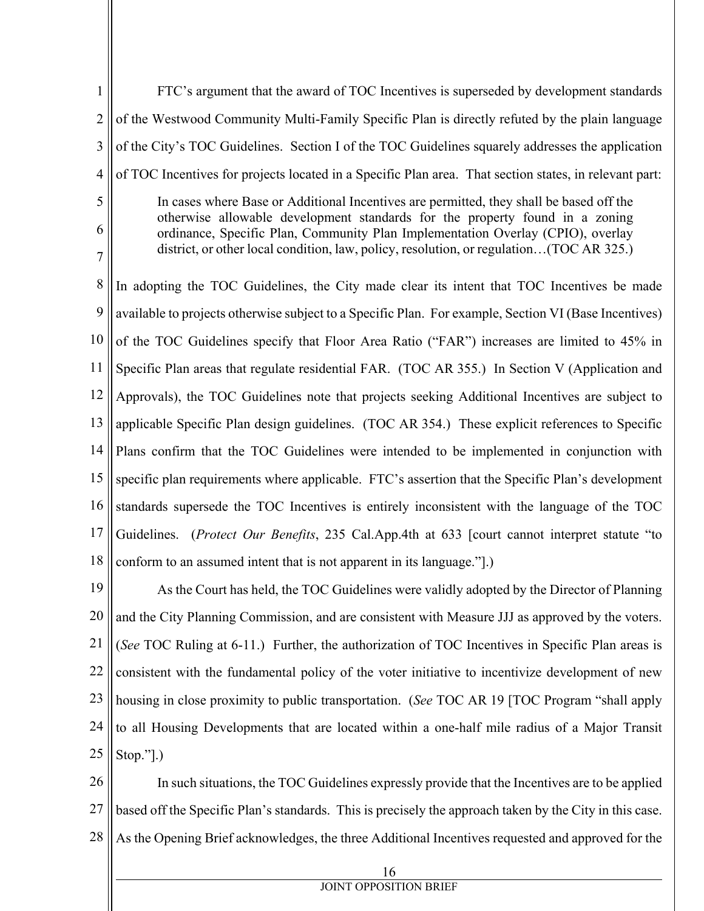FTC's argument that the award of TOC Incentives is superseded by development standards of the Westwood Community Multi-Family Specific Plan is directly refuted by the plain language of the City's TOC Guidelines. Section I of the TOC Guidelines squarely addresses the application of TOC Incentives for projects located in a Specific Plan area. That section states, in relevant part:

> In cases where Base or Additional Incentives are permitted, they shall be based off the otherwise allowable development standards for the property found in a zoning ordinance, Specific Plan, Community Plan Implementation Overlay (CPIO), overlay district, or other local condition, law, policy, resolution, or regulation…(TOC AR 325.)

In adopting the TOC Guidelines, the City made clear its intent that TOC Incentives be made available to projects otherwise subject to a Specific Plan. For example, Section VI (Base Incentives) of the TOC Guidelines specify that Floor Area Ratio ("FAR") increases are limited to 45% in Specific Plan areas that regulate residential FAR. (TOC AR 355.) In Section V (Application and Approvals), the TOC Guidelines note that projects seeking Additional Incentives are subject to applicable Specific Plan design guidelines. (TOC AR 354.) These explicit references to Specific Plans confirm that the TOC Guidelines were intended to be implemented in conjunction with specific plan requirements where applicable. FTC's assertion that the Specific Plan's development standards supersede the TOC Incentives is entirely inconsistent with the language of the TOC Guidelines. (*Protect Our Benefits*, 235 Cal.App.4th at 633 [court cannot interpret statute "to conform to an assumed intent that is not apparent in its language."].)

As the Court has held, the TOC Guidelines were validly adopted by the Director of Planning and the City Planning Commission, and are consistent with Measure JJJ as approved by the voters. (*See* TOC Ruling at 6-11.) Further, the authorization of TOC Incentives in Specific Plan areas is consistent with the fundamental policy of the voter initiative to incentivize development of new housing in close proximity to public transportation. (*See* TOC AR 19 [TOC Program "shall apply to all Housing Developments that are located within a one-half mile radius of a Major Transit Stop."].)

In such situations, the TOC Guidelines expressly provide that the Incentives are to be applied based off the Specific Plan's standards. This is precisely the approach taken by the City in this case. As the Opening Brief acknowledges, the three Additional Incentives requested and approved for the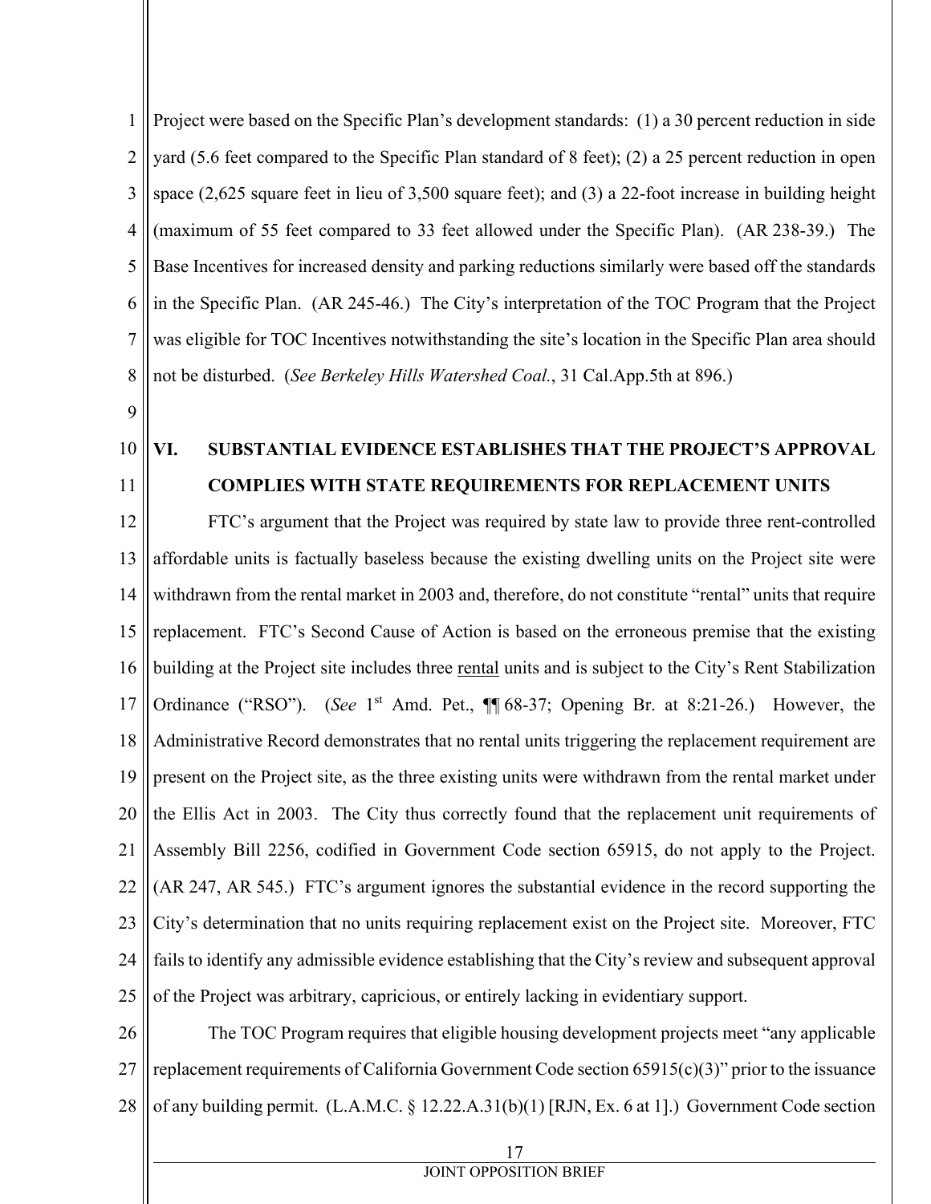Project were based on the Specific Plan's development standards: (1) a 30 percent reduction in side yard (5.6 feet compared to the Specific Plan standard of 8 feet); (2) a 25 percent reduction in open space (2,625 square feet in lieu of 3,500 square feet); and (3) a 22-foot increase in building height (maximum of 55 feet compared to 33 feet allowed under the Specific Plan). (AR 238-39.) The Base Incentives for increased density and parking reductions similarly were based off the standards in the Specific Plan. (AR 245-46.) The City's interpretation of the TOC Program that the Project was eligible for TOC Incentives notwithstanding the site's location in the Specific Plan area should not be disturbed. (*See Berkeley Hills Watershed Coal.*, 31 Cal.App.5th at 896.)

## VI. SUBSTANTIAL EVIDENCE ESTABLISHES THAT THE PROJECT'S APPROVAL COMPLIES WITH STATE REQUIREMENTS FOR REPLACEMENT UNITS

FTC's argument that the Project was required by state law to provide three rent-controlled affordable units is factually baseless because the existing dwelling units on the Project site were withdrawn from the rental market in 2003 and, therefore, do not constitute "rental" units that require replacement. FTC's Second Cause of Action is based on the erroneous premise that the existing building at the Project site includes three rental units and is subject to the City's Rent Stabilization Ordinance ("RSO"). (*See* 1st Amd. Pet., ¶¶ 68-37; Opening Br. at 8:21-26.) However, the Administrative Record demonstrates that no rental units triggering the replacement requirement are present on the Project site, as the three existing units were withdrawn from the rental market under the Ellis Act in 2003. The City thus correctly found that the replacement unit requirements of Assembly Bill 2256, codified in Government Code section 65915, do not apply to the Project. (AR 247, AR 545.) FTC's argument ignores the substantial evidence in the record supporting the City's determination that no units requiring replacement exist on the Project site. Moreover, FTC fails to identify any admissible evidence establishing that the City's review and subsequent approval of the Project was arbitrary, capricious, or entirely lacking in evidentiary support.

The TOC Program requires that eligible housing development projects meet "any applicable replacement requirements of California Government Code section 65915(c)(3)" prior to the issuance of any building permit. (L.A.M.C. § 12.22.A.31(b)(1) [RJN, Ex. 6 at 1].) Government Code section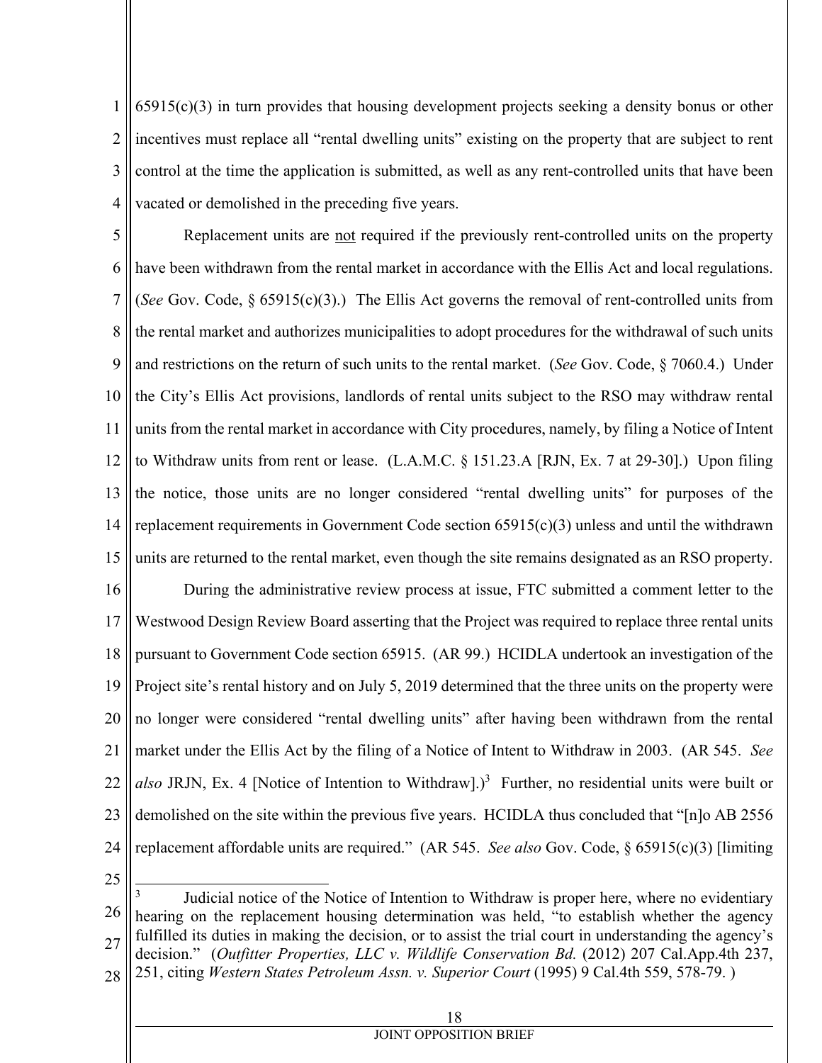65915(c)(3) in turn provides that housing development projects seeking a density bonus or other incentives must replace all "rental dwelling units" existing on the property that are subject to rent control at the time the application is submitted, as well as any rent-controlled units that have been vacated or demolished in the preceding five years.

Replacement units are not required if the previously rent-controlled units on the property have been withdrawn from the rental market in accordance with the Ellis Act and local regulations. (*See* Gov. Code, § 65915(c)(3).) The Ellis Act governs the removal of rent-controlled units from the rental market and authorizes municipalities to adopt procedures for the withdrawal of such units and restrictions on the return of such units to the rental market. (*See* Gov. Code, § 7060.4.) Under the City's Ellis Act provisions, landlords of rental units subject to the RSO may withdraw rental units from the rental market in accordance with City procedures, namely, by filing a Notice of Intent to Withdraw units from rent or lease. (L.A.M.C. § 151.23.A [RJN, Ex. 7 at 29-30].) Upon filing the notice, those units are no longer considered "rental dwelling units" for purposes of the replacement requirements in Government Code section 65915(c)(3) unless and until the withdrawn units are returned to the rental market, even though the site remains designated as an RSO property.

During the administrative review process at issue, FTC submitted a comment letter to the Westwood Design Review Board asserting that the Project was required to replace three rental units pursuant to Government Code section 65915. (AR 99.) HCIDLA undertook an investigation of the Project site's rental history and on July 5, 2019 determined that the three units on the property were no longer were considered "rental dwelling units" after having been withdrawn from the rental market under the Ellis Act by the filing of a Notice of Intent to Withdraw in 2003. (AR 545. *See also* JRJN, Ex. 4 [Notice of Intention to Withdraw].)[3] Further, no residential units were built or demolished on the site within the previous five years. HCIDLA thus concluded that "[n]o AB 2556 replacement affordable units are required." (AR 545. *See also* Gov. Code, § 65915(c)(3) [limiting

---

[3] Judicial notice of the Notice of Intention to Withdraw is proper here, where no evidentiary hearing on the replacement housing determination was held, "to establish whether the agency fulfilled its duties in making the decision, or to assist the trial court in understanding the agency's decision." (*Outfitter Properties, LLC v. Wildlife Conservation Bd.* (2012) 207 Cal.App.4th 237, 251, citing *Western States Petroleum Assn. v. Superior Court* (1995) 9 Cal.4th 559, 578-79. )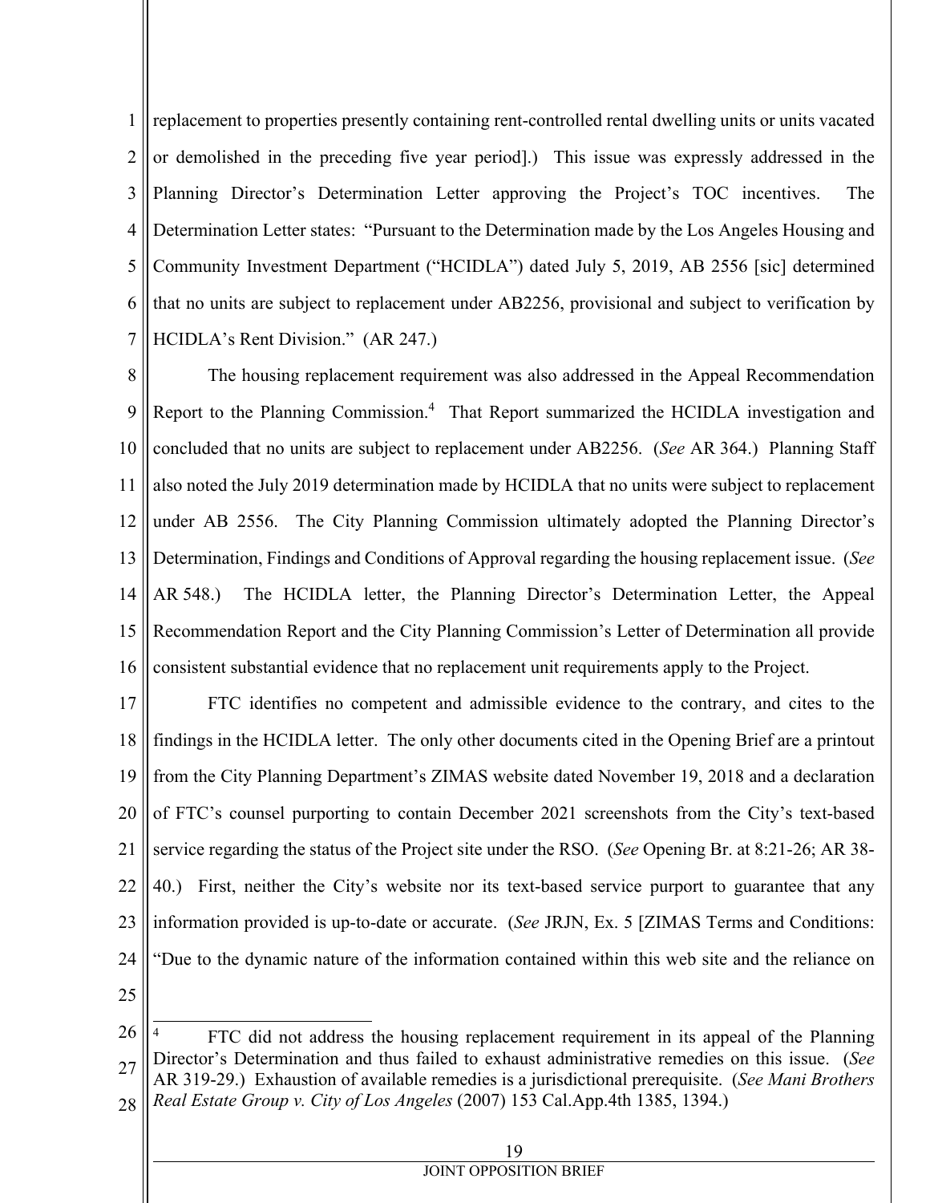replacement to properties presently containing rent-controlled rental dwelling units or units vacated or demolished in the preceding five year period].) This issue was expressly addressed in the Planning Director's Determination Letter approving the Project's TOC incentives. The Determination Letter states: "Pursuant to the Determination made by the Los Angeles Housing and Community Investment Department ("HCIDLA") dated July 5, 2019, AB 2556 [sic] determined that no units are subject to replacement under AB2256, provisional and subject to verification by HCIDLA's Rent Division." (AR 247.)

The housing replacement requirement was also addressed in the Appeal Recommendation Report to the Planning Commission.[4] That Report summarized the HCIDLA investigation and concluded that no units are subject to replacement under AB2256. (*See* AR 364.) Planning Staff also noted the July 2019 determination made by HCIDLA that no units were subject to replacement under AB 2556. The City Planning Commission ultimately adopted the Planning Director's Determination, Findings and Conditions of Approval regarding the housing replacement issue. (*See* AR 548.) The HCIDLA letter, the Planning Director's Determination Letter, the Appeal Recommendation Report and the City Planning Commission's Letter of Determination all provide consistent substantial evidence that no replacement unit requirements apply to the Project.

FTC identifies no competent and admissible evidence to the contrary, and cites to the findings in the HCIDLA letter. The only other documents cited in the Opening Brief are a printout from the City Planning Department's ZIMAS website dated November 19, 2018 and a declaration of FTC's counsel purporting to contain December 2021 screenshots from the City's text-based service regarding the status of the Project site under the RSO. (*See* Opening Br. at 8:21-26; AR 38-40.) First, neither the City's website nor its text-based service purport to guarantee that any information provided is up-to-date or accurate. (*See* JRJN, Ex. 5 [ZIMAS Terms and Conditions: "Due to the dynamic nature of the information contained within this web site and the reliance on

---

[4] FTC did not address the housing replacement requirement in its appeal of the Planning Director's Determination and thus failed to exhaust administrative remedies on this issue. (*See* AR 319-29.) Exhaustion of available remedies is a jurisdictional prerequisite. (*See Mani Brothers Real Estate Group v. City of Los Angeles* (2007) 153 Cal.App.4th 1385, 1394.)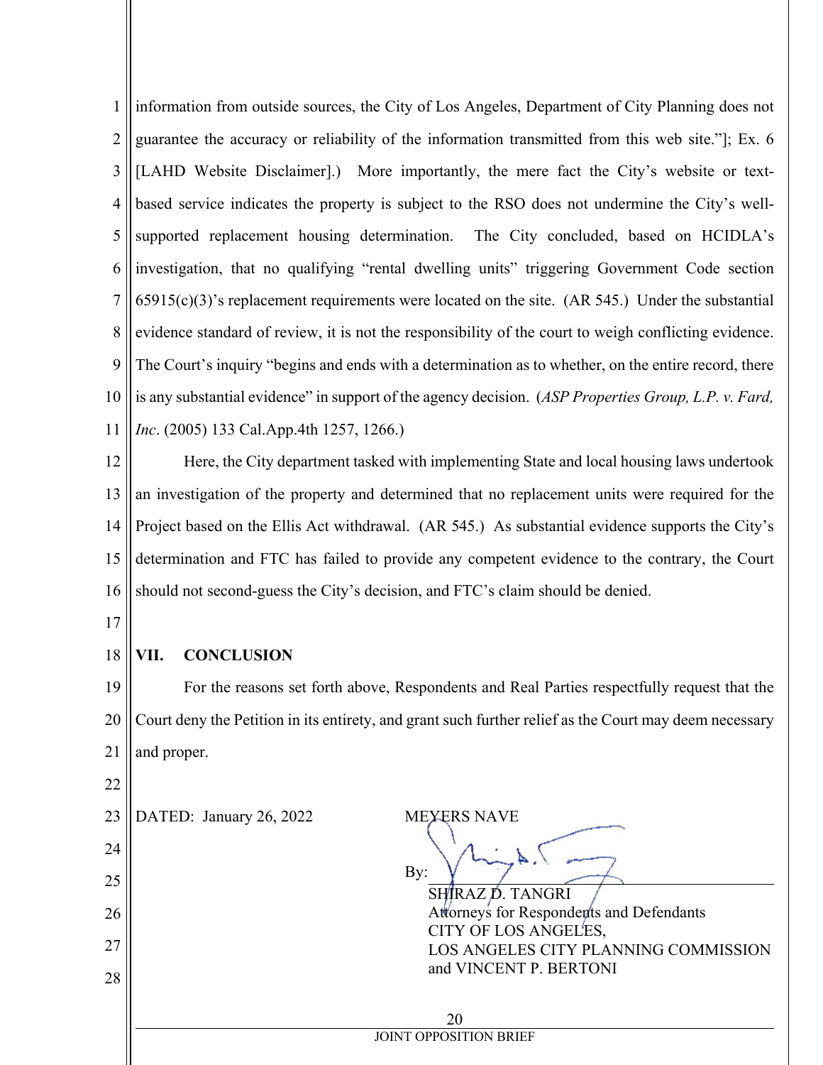information from outside sources, the City of Los Angeles, Department of City Planning does not guarantee the accuracy or reliability of the information transmitted from this web site."]; Ex. 6 [LAHD Website Disclaimer].) More importantly, the mere fact the City's website or text-based service indicates the property is subject to the RSO does not undermine the City's well-supported replacement housing determination. The City concluded, based on HCIDLA's investigation, that no qualifying "rental dwelling units" triggering Government Code section 65915(c)(3)'s replacement requirements were located on the site. (AR 545.) Under the substantial evidence standard of review, it is not the responsibility of the court to weigh conflicting evidence. The Court's inquiry "begins and ends with a determination as to whether, on the entire record, there is any substantial evidence" in support of the agency decision. (*ASP Properties Group, L.P. v. Fard, Inc*. (2005) 133 Cal.App.4th 1257, 1266.)

Here, the City department tasked with implementing State and local housing laws undertook an investigation of the property and determined that no replacement units were required for the Project based on the Ellis Act withdrawal. (AR 545.) As substantial evidence supports the City's determination and FTC has failed to provide any competent evidence to the contrary, the Court should not second-guess the City's decision, and FTC's claim should be denied.

## VII. CONCLUSION

For the reasons set forth above, Respondents and Real Parties respectfully request that the Court deny the Petition in its entirety, and grant such further relief as the Court may deem necessary and proper.

DATED: January 26, 2022

MEYERS NAVE

By: ____________________

SHIRAZ D. TANGRI
Attorneys for Respondents and Defendants
CITY OF LOS ANGELES,
LOS ANGELES CITY PLANNING COMMISSION
and VINCENT P. BERTONI

JOINT OPPOSITION BRIEF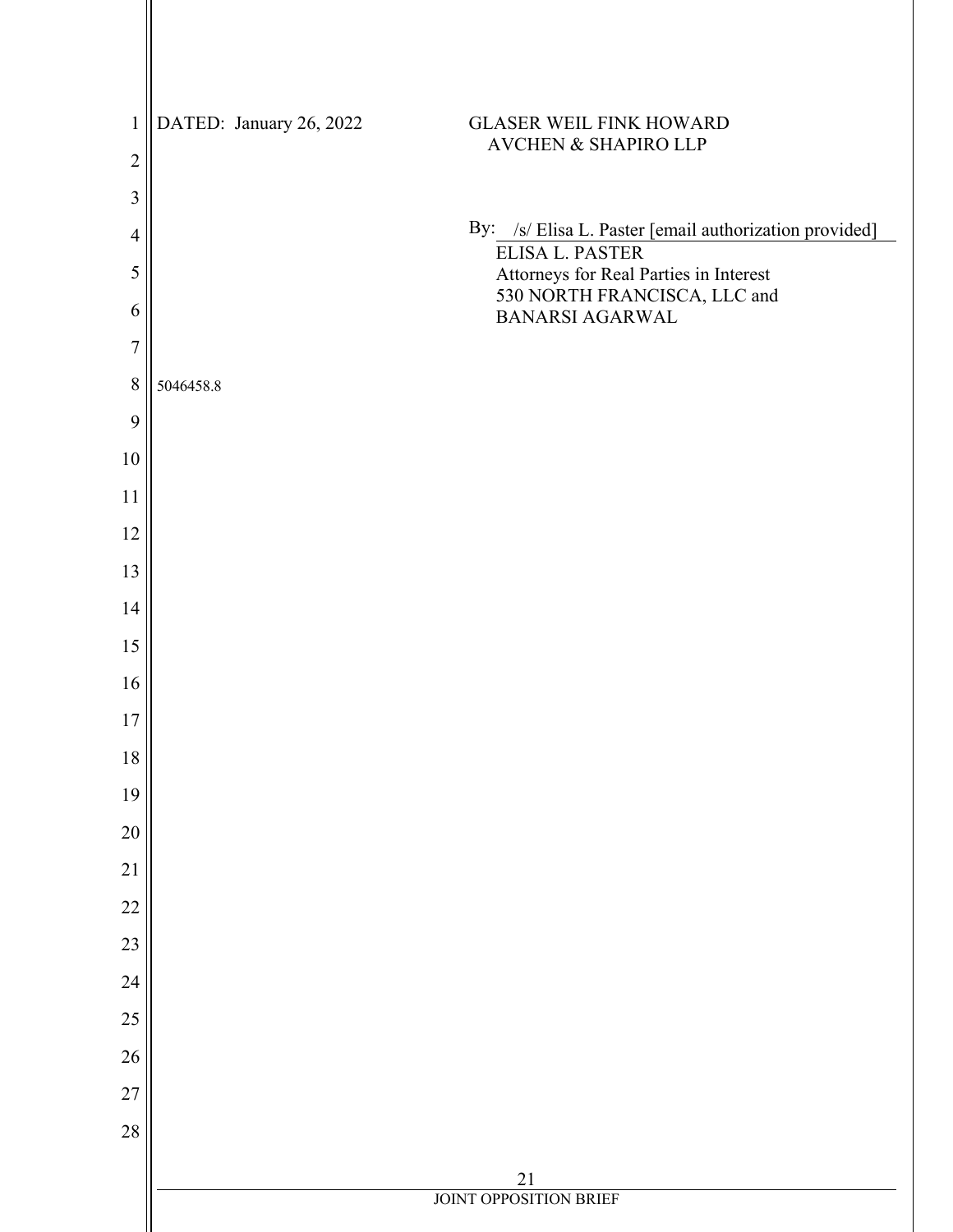DATED: January 26, 2022

GLASER WEIL FINK HOWARD
AVCHEN & SHAPIRO LLP

By: /s/ Elisa L. Paster [email authorization provided]
ELISA L. PASTER
Attorneys for Real Parties in Interest
530 NORTH FRANCISCA, LLC and
BANARSI AGARWAL

5046458.8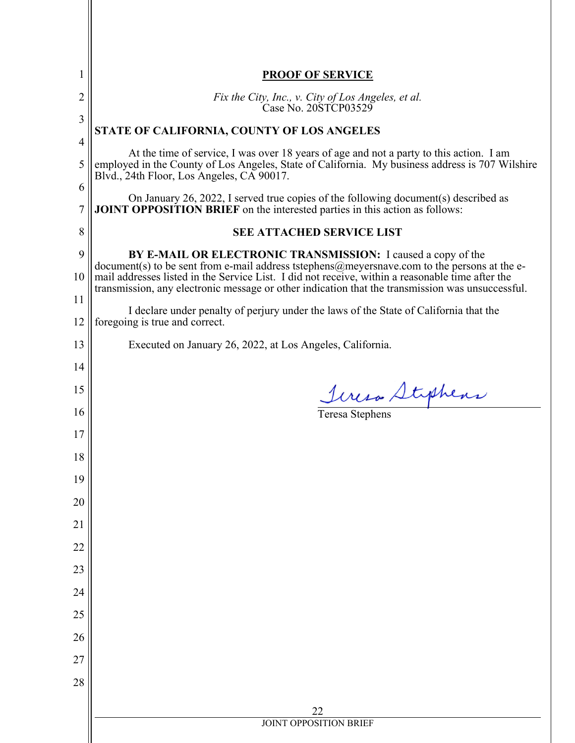**PROOF OF SERVICE**

*Fix the City, Inc., v. City of Los Angeles, et al.*
Case No. 20STCP03529

**STATE OF CALIFORNIA, COUNTY OF LOS ANGELES**

At the time of service, I was over 18 years of age and not a party to this action. I am employed in the County of Los Angeles, State of California. My business address is 707 Wilshire Blvd., 24th Floor, Los Angeles, CA 90017.

On January 26, 2022, I served true copies of the following document(s) described as **JOINT OPPOSITION BRIEF** on the interested parties in this action as follows:

**SEE ATTACHED SERVICE LIST**

**BY E-MAIL OR ELECTRONIC TRANSMISSION:** I caused a copy of the document(s) to be sent from e-mail address tstephens@meyersnave.com to the persons at the e-mail addresses listed in the Service List. I did not receive, within a reasonable time after the transmission, any electronic message or other indication that the transmission was unsuccessful.

I declare under penalty of perjury under the laws of the State of California that the foregoing is true and correct.

Executed on January 26, 2022, at Los Angeles, California.

Teresa Stephens

Teresa Stephens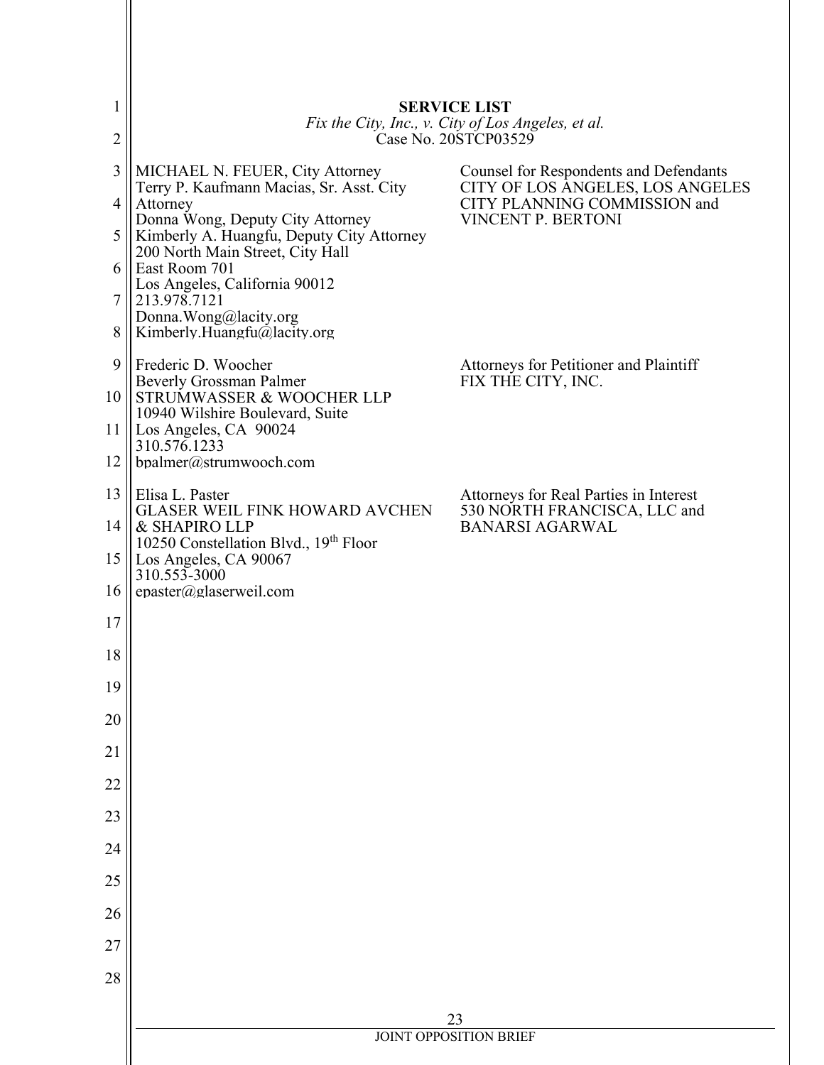**SERVICE LIST**

*Fix the City, Inc., v. City of Los Angeles, et al.*
Case No. 20STCP03529

| | |
|---|---|
| MICHAEL N. FEUER, City Attorney<br>Terry P. Kaufmann Macias, Sr. Asst. City Attorney<br>Donna Wong, Deputy City Attorney<br>Kimberly A. Huangfu, Deputy City Attorney<br>200 North Main Street, City Hall<br>East Room 701<br>Los Angeles, California 90012<br>213.978.7121<br>Donna.Wong@lacity.org<br>Kimberly.Huangfu@lacity.org | Counsel for Respondents and Defendants CITY OF LOS ANGELES, LOS ANGELES CITY PLANNING COMMISSION and VINCENT P. BERTONI |
| Frederic D. Woocher<br>Beverly Grossman Palmer<br>STRUMWASSER & WOOCHER LLP<br>10940 Wilshire Boulevard, Suite<br>Los Angeles, CA 90024<br>310.576.1233<br>bpalmer@strumwooch.com | Attorneys for Petitioner and Plaintiff FIX THE CITY, INC. |
| Elisa L. Paster<br>GLASER WEIL FINK HOWARD AVCHEN & SHAPIRO LLP<br>10250 Constellation Blvd., 19th Floor<br>Los Angeles, CA 90067<br>310.553-3000<br>epaster@glaserweil.com | Attorneys for Real Parties in Interest 530 NORTH FRANCISCA, LLC and BANARSI AGARWAL |

JOINT OPPOSITION BRIEF